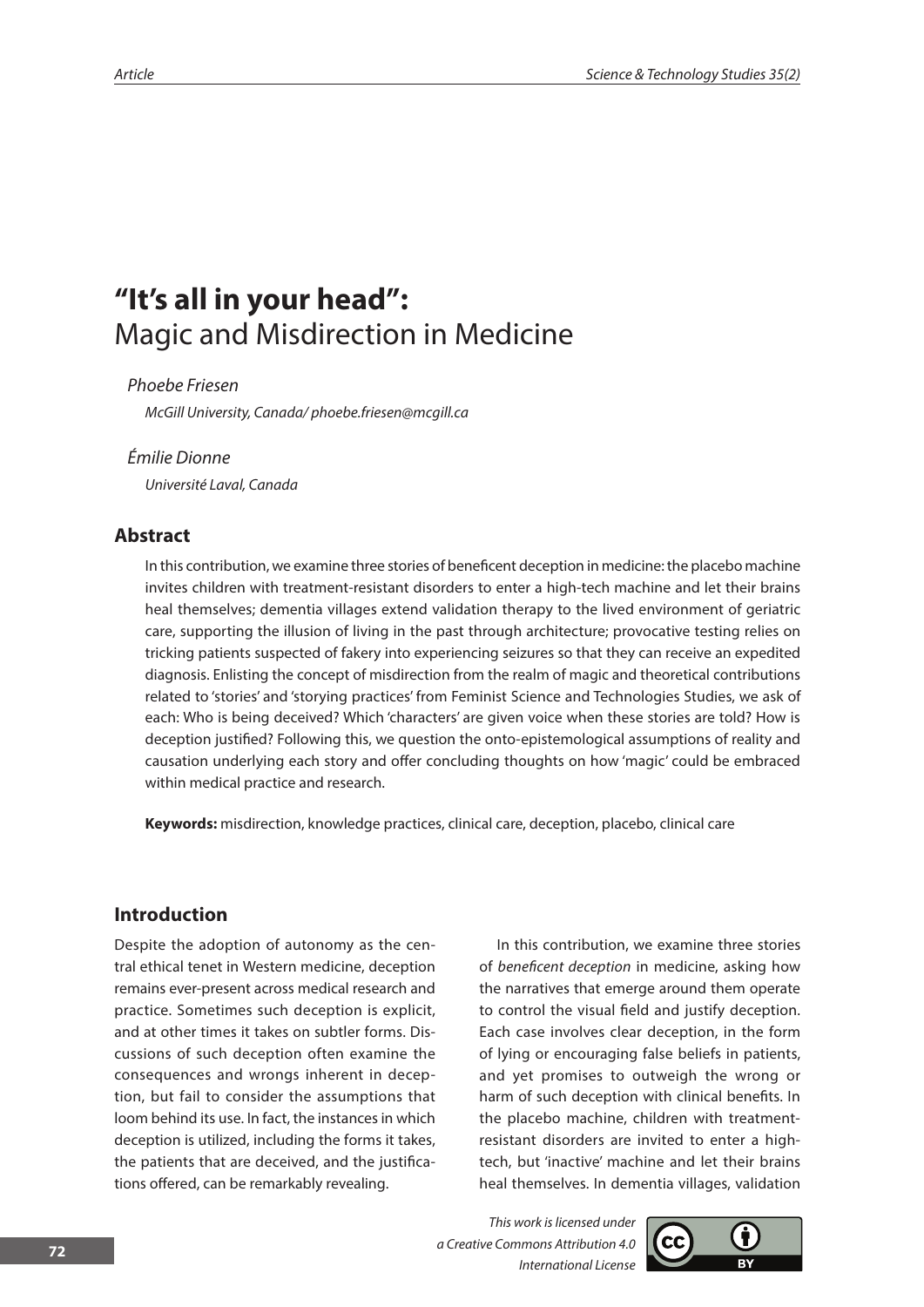# "It's all in your head":
Magic and Misdirection in Medicine

*Phoebe Friesen*

*McGill University, Canada/ phoebe.friesen@mcgill.ca*

*Émilie Dionne*

*Université Laval, Canada*

## Abstract

In this contribution, we examine three stories of beneficent deception in medicine: the placebo machine invites children with treatment-resistant disorders to enter a high-tech machine and let their brains heal themselves; dementia villages extend validation therapy to the lived environment of geriatric care, supporting the illusion of living in the past through architecture; provocative testing relies on tricking patients suspected of fakery into experiencing seizures so that they can receive an expedited diagnosis. Enlisting the concept of misdirection from the realm of magic and theoretical contributions related to 'stories' and 'storying practices' from Feminist Science and Technologies Studies, we ask of each: Who is being deceived? Which 'characters' are given voice when these stories are told? How is deception justified? Following this, we question the onto-epistemological assumptions of reality and causation underlying each story and offer concluding thoughts on how 'magic' could be embraced within medical practice and research.

**Keywords:** misdirection, knowledge practices, clinical care, deception, placebo, clinical care

## Introduction

Despite the adoption of autonomy as the central ethical tenet in Western medicine, deception remains ever-present across medical research and practice. Sometimes such deception is explicit, and at other times it takes on subtler forms. Discussions of such deception often examine the consequences and wrongs inherent in deception, but fail to consider the assumptions that loom behind its use. In fact, the instances in which deception is utilized, including the forms it takes, the patients that are deceived, and the justifications offered, can be remarkably revealing.

In this contribution, we examine three stories of *beneficent deception* in medicine, asking how the narratives that emerge around them operate to control the visual field and justify deception. Each case involves clear deception, in the form of lying or encouraging false beliefs in patients, and yet promises to outweigh the wrong or harm of such deception with clinical benefits. In the placebo machine, children with treatment-resistant disorders are invited to enter a high-tech, but 'inactive' machine and let their brains heal themselves. In dementia villages, validation

*This work is licensed under a Creative Commons Attribution 4.0 International License*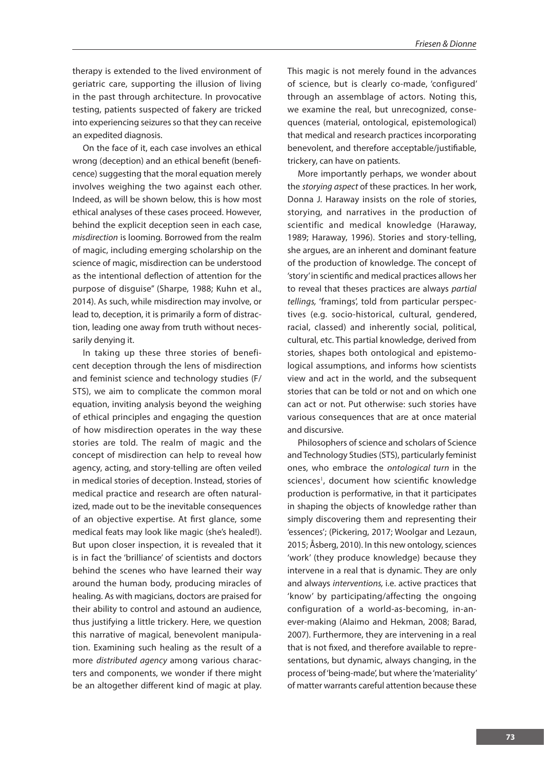therapy is extended to the lived environment of geriatric care, supporting the illusion of living in the past through architecture. In provocative testing, patients suspected of fakery are tricked into experiencing seizures so that they can receive an expedited diagnosis.

On the face of it, each case involves an ethical wrong (deception) and an ethical benefit (beneficence) suggesting that the moral equation merely involves weighing the two against each other. Indeed, as will be shown below, this is how most ethical analyses of these cases proceed. However, behind the explicit deception seen in each case, *misdirection* is looming. Borrowed from the realm of magic, including emerging scholarship on the science of magic, misdirection can be understood as the intentional deflection of attention for the purpose of disguise" (Sharpe, 1988; Kuhn et al., 2014). As such, while misdirection may involve, or lead to, deception, it is primarily a form of distraction, leading one away from truth without necessarily denying it.

In taking up these three stories of beneficent deception through the lens of misdirection and feminist science and technology studies (F/STS), we aim to complicate the common moral equation, inviting analysis beyond the weighing of ethical principles and engaging the question of how misdirection operates in the way these stories are told. The realm of magic and the concept of misdirection can help to reveal how agency, acting, and story-telling are often veiled in medical stories of deception. Instead, stories of medical practice and research are often naturalized, made out to be the inevitable consequences of an objective expertise. At first glance, some medical feats may look like magic (she's healed!). But upon closer inspection, it is revealed that it is in fact the 'brilliance' of scientists and doctors behind the scenes who have learned their way around the human body, producing miracles of healing. As with magicians, doctors are praised for their ability to control and astound an audience, thus justifying a little trickery. Here, we question this narrative of magical, benevolent manipulation. Examining such healing as the result of a more *distributed agency* among various characters and components, we wonder if there might be an altogether different kind of magic at play. This magic is not merely found in the advances of science, but is clearly co-made, 'configured' through an assemblage of actors. Noting this, we examine the real, but unrecognized, consequences (material, ontological, epistemological) that medical and research practices incorporating benevolent, and therefore acceptable/justifiable, trickery, can have on patients.

More importantly perhaps, we wonder about the *storying aspect* of these practices. In her work, Donna J. Haraway insists on the role of stories, storying, and narratives in the production of scientific and medical knowledge (Haraway, 1989; Haraway, 1996). Stories and story-telling, she argues, are an inherent and dominant feature of the production of knowledge. The concept of 'story' in scientific and medical practices allows her to reveal that theses practices are always *partial tellings,* 'framings', told from particular perspectives (e.g. socio-historical, cultural, gendered, racial, classed) and inherently social, political, cultural, etc. This partial knowledge, derived from stories, shapes both ontological and epistemological assumptions, and informs how scientists view and act in the world, and the subsequent stories that can be told or not and on which one can act or not. Put otherwise: such stories have various consequences that are at once material and discursive.

Philosophers of science and scholars of Science and Technology Studies (STS), particularly feminist ones, who embrace the *ontological turn* in the sciences[1], document how scientific knowledge production is performative, in that it participates in shaping the objects of knowledge rather than simply discovering them and representing their 'essences'; (Pickering, 2017; Woolgar and Lezaun, 2015; Åsberg, 2010). In this new ontology, sciences 'work' (they produce knowledge) because they intervene in a real that is dynamic. They are only and always *interventions,* i.e. active practices that 'know' by participating/affecting the ongoing configuration of a world-as-becoming, in-an-ever-making (Alaimo and Hekman, 2008; Barad, 2007). Furthermore, they are intervening in a real that is not fixed, and therefore available to representations, but dynamic, always changing, in the process of 'being-made', but where the 'materiality' of matter warrants careful attention because these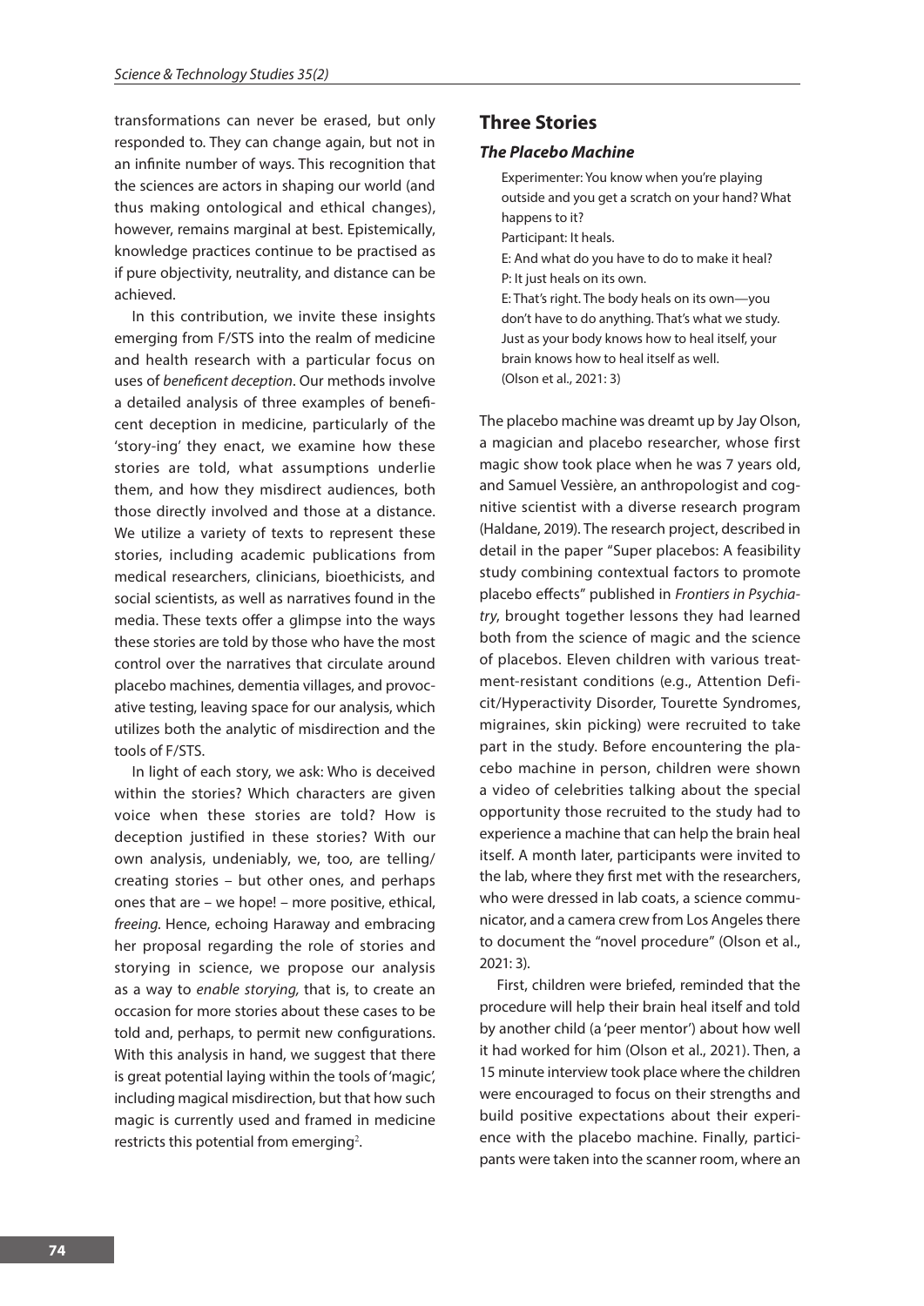transformations can never be erased, but only responded to. They can change again, but not in an infinite number of ways. This recognition that the sciences are actors in shaping our world (and thus making ontological and ethical changes), however, remains marginal at best. Epistemically, knowledge practices continue to be practised as if pure objectivity, neutrality, and distance can be achieved.

In this contribution, we invite these insights emerging from F/STS into the realm of medicine and health research with a particular focus on uses of *beneficent deception*. Our methods involve a detailed analysis of three examples of beneficent deception in medicine, particularly of the 'story-ing' they enact, we examine how these stories are told, what assumptions underlie them, and how they misdirect audiences, both those directly involved and those at a distance. We utilize a variety of texts to represent these stories, including academic publications from medical researchers, clinicians, bioethicists, and social scientists, as well as narratives found in the media. These texts offer a glimpse into the ways these stories are told by those who have the most control over the narratives that circulate around placebo machines, dementia villages, and provocative testing, leaving space for our analysis, which utilizes both the analytic of misdirection and the tools of F/STS.

In light of each story, we ask: Who is deceived within the stories? Which characters are given voice when these stories are told? How is deception justified in these stories? With our own analysis, undeniably, we, too, are telling/creating stories – but other ones, and perhaps ones that are – we hope! – more positive, ethical, *freeing.* Hence, echoing Haraway and embracing her proposal regarding the role of stories and storying in science, we propose our analysis as a way to *enable storying,* that is, to create an occasion for more stories about these cases to be told and, perhaps, to permit new configurations. With this analysis in hand, we suggest that there is great potential laying within the tools of 'magic', including magical misdirection, but that how such magic is currently used and framed in medicine restricts this potential from emerging[2].

## Three Stories

### *The Placebo Machine*

> Experimenter: You know when you're playing outside and you get a scratch on your hand? What happens to it?
> Participant: It heals.
> E: And what do you have to do to make it heal?
> P: It just heals on its own.
> E: That's right. The body heals on its own—you don't have to do anything. That's what we study. Just as your body knows how to heal itself, your brain knows how to heal itself as well.
> (Olson et al., 2021: 3)

The placebo machine was dreamt up by Jay Olson, a magician and placebo researcher, whose first magic show took place when he was 7 years old, and Samuel Vessière, an anthropologist and cognitive scientist with a diverse research program (Haldane, 2019). The research project, described in detail in the paper "Super placebos: A feasibility study combining contextual factors to promote placebo effects" published in *Frontiers in Psychiatry*, brought together lessons they had learned both from the science of magic and the science of placebos. Eleven children with various treatment-resistant conditions (e.g., Attention Deficit/Hyperactivity Disorder, Tourette Syndromes, migraines, skin picking) were recruited to take part in the study. Before encountering the placebo machine in person, children were shown a video of celebrities talking about the special opportunity those recruited to the study had to experience a machine that can help the brain heal itself. A month later, participants were invited to the lab, where they first met with the researchers, who were dressed in lab coats, a science communicator, and a camera crew from Los Angeles there to document the "novel procedure" (Olson et al., 2021: 3).

First, children were briefed, reminded that the procedure will help their brain heal itself and told by another child (a 'peer mentor') about how well it had worked for him (Olson et al., 2021). Then, a 15 minute interview took place where the children were encouraged to focus on their strengths and build positive expectations about their experience with the placebo machine. Finally, participants were taken into the scanner room, where an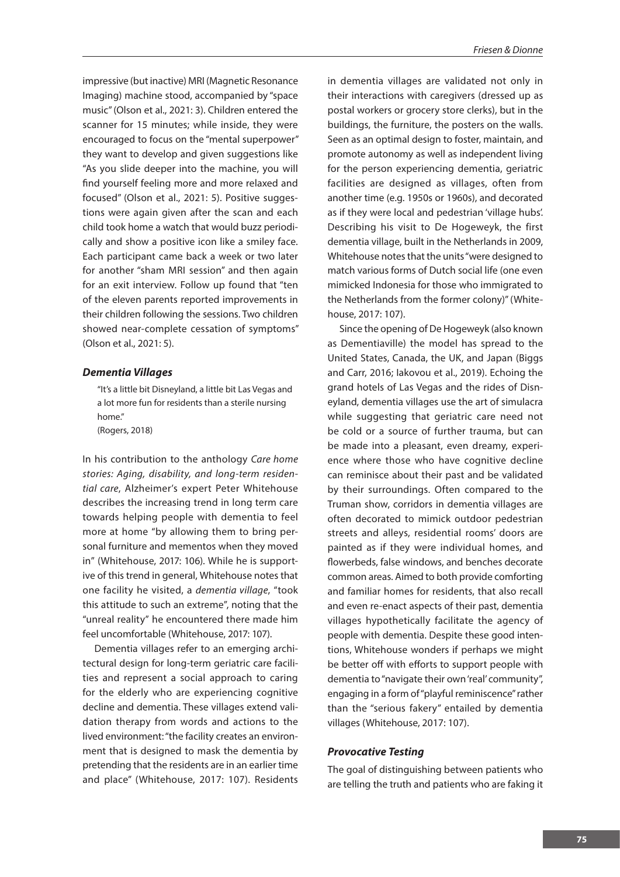impressive (but inactive) MRI (Magnetic Resonance Imaging) machine stood, accompanied by "space music" (Olson et al., 2021: 3). Children entered the scanner for 15 minutes; while inside, they were encouraged to focus on the "mental superpower" they want to develop and given suggestions like "As you slide deeper into the machine, you will find yourself feeling more and more relaxed and focused" (Olson et al., 2021: 5). Positive suggestions were again given after the scan and each child took home a watch that would buzz periodically and show a positive icon like a smiley face. Each participant came back a week or two later for another "sham MRI session" and then again for an exit interview. Follow up found that "ten of the eleven parents reported improvements in their children following the sessions. Two children showed near-complete cessation of symptoms" (Olson et al., 2021: 5).

### *Dementia Villages*

> "It's a little bit Disneyland, a little bit Las Vegas and a lot more fun for residents than a sterile nursing home."
> (Rogers, 2018)

In his contribution to the anthology *Care home stories: Aging, disability, and long-term residential care*, Alzheimer's expert Peter Whitehouse describes the increasing trend in long term care towards helping people with dementia to feel more at home "by allowing them to bring personal furniture and mementos when they moved in" (Whitehouse, 2017: 106). While he is supportive of this trend in general, Whitehouse notes that one facility he visited, a *dementia village*, "took this attitude to such an extreme", noting that the "unreal reality" he encountered there made him feel uncomfortable (Whitehouse, 2017: 107).

Dementia villages refer to an emerging architectural design for long-term geriatric care facilities and represent a social approach to caring for the elderly who are experiencing cognitive decline and dementia. These villages extend validation therapy from words and actions to the lived environment: "the facility creates an environment that is designed to mask the dementia by pretending that the residents are in an earlier time and place" (Whitehouse, 2017: 107). Residents in dementia villages are validated not only in their interactions with caregivers (dressed up as postal workers or grocery store clerks), but in the buildings, the furniture, the posters on the walls. Seen as an optimal design to foster, maintain, and promote autonomy as well as independent living for the person experiencing dementia, geriatric facilities are designed as villages, often from another time (e.g. 1950s or 1960s), and decorated as if they were local and pedestrian 'village hubs'. Describing his visit to De Hogeweyk, the first dementia village, built in the Netherlands in 2009, Whitehouse notes that the units "were designed to match various forms of Dutch social life (one even mimicked Indonesia for those who immigrated to the Netherlands from the former colony)" (Whitehouse, 2017: 107).

Since the opening of De Hogeweyk (also known as Dementiaville) the model has spread to the United States, Canada, the UK, and Japan (Biggs and Carr, 2016; Iakovou et al., 2019). Echoing the grand hotels of Las Vegas and the rides of Disneyland, dementia villages use the art of simulacra while suggesting that geriatric care need not be cold or a source of further trauma, but can be made into a pleasant, even dreamy, experience where those who have cognitive decline can reminisce about their past and be validated by their surroundings. Often compared to the Truman show, corridors in dementia villages are often decorated to mimick outdoor pedestrian streets and alleys, residential rooms' doors are painted as if they were individual homes, and flowerbeds, false windows, and benches decorate common areas. Aimed to both provide comforting and familiar homes for residents, that also recall and even re-enact aspects of their past, dementia villages hypothetically facilitate the agency of people with dementia. Despite these good intentions, Whitehouse wonders if perhaps we might be better off with efforts to support people with dementia to "navigate their own 'real' community", engaging in a form of "playful reminiscence" rather than the "serious fakery" entailed by dementia villages (Whitehouse, 2017: 107).

### *Provocative Testing*

The goal of distinguishing between patients who are telling the truth and patients who are faking it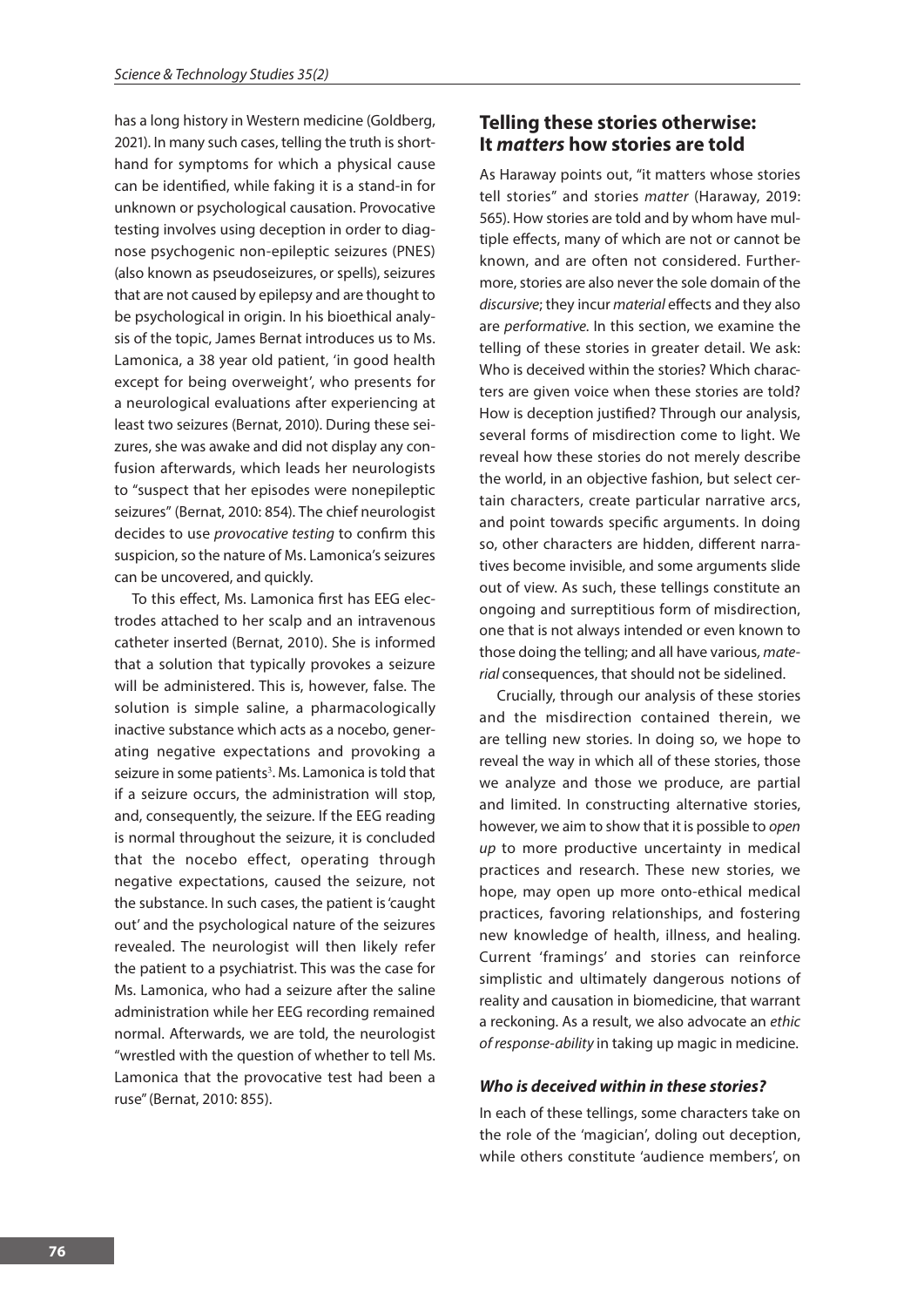has a long history in Western medicine (Goldberg, 2021). In many such cases, telling the truth is shorthand for symptoms for which a physical cause can be identified, while faking it is a stand-in for unknown or psychological causation. Provocative testing involves using deception in order to diagnose psychogenic non-epileptic seizures (PNES) (also known as pseudoseizures, or spells), seizures that are not caused by epilepsy and are thought to be psychological in origin. In his bioethical analysis of the topic, James Bernat introduces us to Ms. Lamonica, a 38 year old patient, 'in good health except for being overweight', who presents for a neurological evaluations after experiencing at least two seizures (Bernat, 2010). During these seizures, she was awake and did not display any confusion afterwards, which leads her neurologists to "suspect that her episodes were nonepileptic seizures" (Bernat, 2010: 854). The chief neurologist decides to use *provocative testing* to confirm this suspicion, so the nature of Ms. Lamonica's seizures can be uncovered, and quickly.

To this effect, Ms. Lamonica first has EEG electrodes attached to her scalp and an intravenous catheter inserted (Bernat, 2010). She is informed that a solution that typically provokes a seizure will be administered. This is, however, false. The solution is simple saline, a pharmacologically inactive substance which acts as a nocebo, generating negative expectations and provoking a seizure in some patients[3]. Ms. Lamonica is told that if a seizure occurs, the administration will stop, and, consequently, the seizure. If the EEG reading is normal throughout the seizure, it is concluded that the nocebo effect, operating through negative expectations, caused the seizure, not the substance. In such cases, the patient is 'caught out' and the psychological nature of the seizures revealed. The neurologist will then likely refer the patient to a psychiatrist. This was the case for Ms. Lamonica, who had a seizure after the saline administration while her EEG recording remained normal. Afterwards, we are told, the neurologist "wrestled with the question of whether to tell Ms. Lamonica that the provocative test had been a ruse" (Bernat, 2010: 855).

## Telling these stories otherwise: It *matters* how stories are told

As Haraway points out, "it matters whose stories tell stories" and stories *matter* (Haraway, 2019: 565). How stories are told and by whom have multiple effects, many of which are not or cannot be known, and are often not considered. Furthermore, stories are also never the sole domain of the *discursive*; they incur *material* effects and they also are *performative*. In this section, we examine the telling of these stories in greater detail. We ask: Who is deceived within the stories? Which characters are given voice when these stories are told? How is deception justified? Through our analysis, several forms of misdirection come to light. We reveal how these stories do not merely describe the world, in an objective fashion, but select certain characters, create particular narrative arcs, and point towards specific arguments. In doing so, other characters are hidden, different narratives become invisible, and some arguments slide out of view. As such, these tellings constitute an ongoing and surreptitious form of misdirection, one that is not always intended or even known to those doing the telling; and all have various, *material* consequences, that should not be sidelined.

Crucially, through our analysis of these stories and the misdirection contained therein, we are telling new stories. In doing so, we hope to reveal the way in which all of these stories, those we analyze and those we produce, are partial and limited. In constructing alternative stories, however, we aim to show that it is possible to *open up* to more productive uncertainty in medical practices and research. These new stories, we hope, may open up more onto-ethical medical practices, favoring relationships, and fostering new knowledge of health, illness, and healing. Current 'framings' and stories can reinforce simplistic and ultimately dangerous notions of reality and causation in biomedicine, that warrant a reckoning. As a result, we also advocate an *ethic of response-ability* in taking up magic in medicine.

### *Who is deceived within in these stories?*

In each of these tellings, some characters take on the role of the 'magician', doling out deception, while others constitute 'audience members', on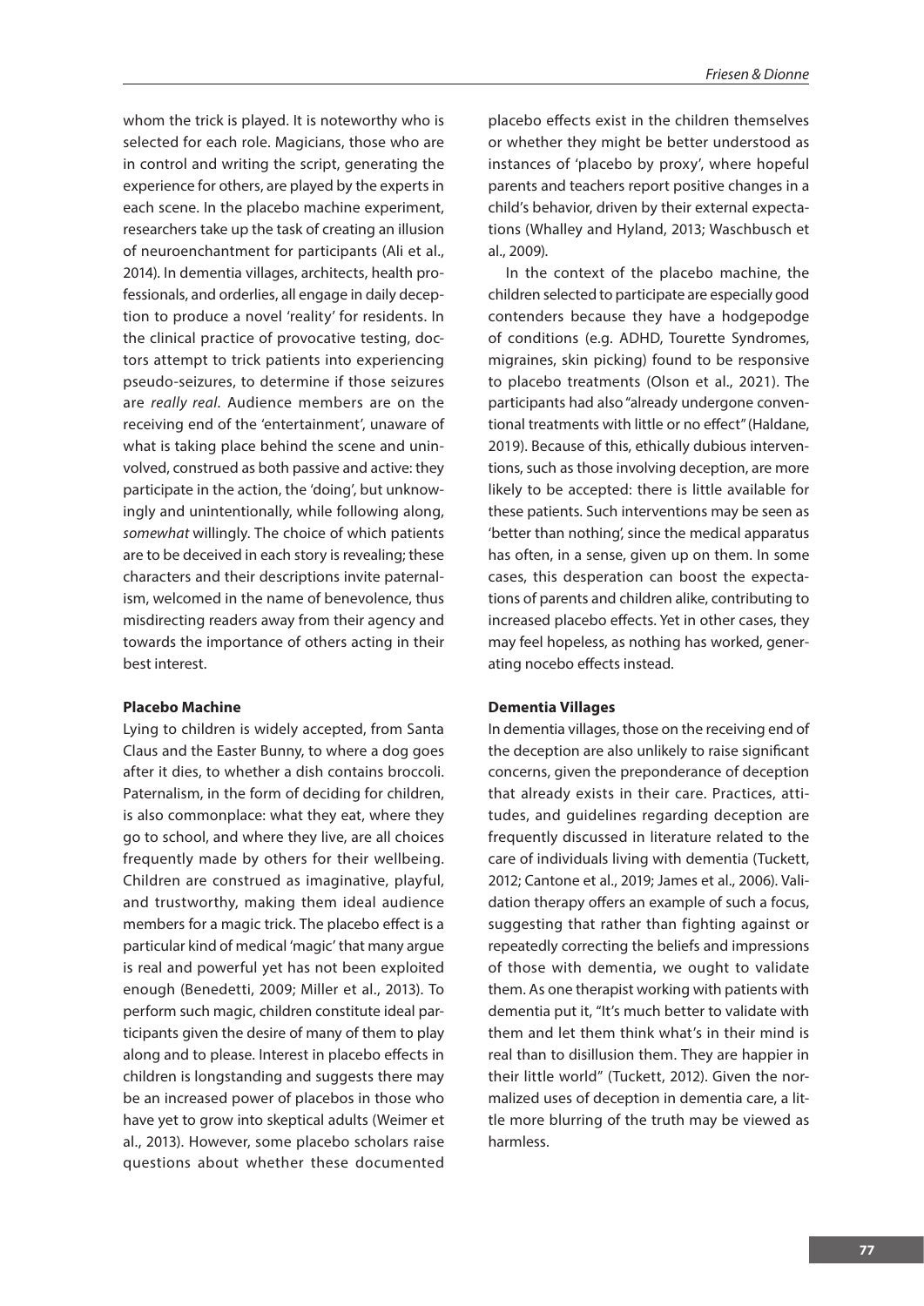whom the trick is played. It is noteworthy who is selected for each role. Magicians, those who are in control and writing the script, generating the experience for others, are played by the experts in each scene. In the placebo machine experiment, researchers take up the task of creating an illusion of neuroenchantment for participants (Ali et al., 2014). In dementia villages, architects, health professionals, and orderlies, all engage in daily deception to produce a novel 'reality' for residents. In the clinical practice of provocative testing, doctors attempt to trick patients into experiencing pseudo-seizures, to determine if those seizures are *really real*. Audience members are on the receiving end of the 'entertainment', unaware of what is taking place behind the scene and uninvolved, construed as both passive and active: they participate in the action, the 'doing', but unknowingly and unintentionally, while following along, *somewhat* willingly. The choice of which patients are to be deceived in each story is revealing; these characters and their descriptions invite paternalism, welcomed in the name of benevolence, thus misdirecting readers away from their agency and towards the importance of others acting in their best interest.

**Placebo Machine**

Lying to children is widely accepted, from Santa Claus and the Easter Bunny, to where a dog goes after it dies, to whether a dish contains broccoli. Paternalism, in the form of deciding for children, is also commonplace: what they eat, where they go to school, and where they live, are all choices frequently made by others for their wellbeing. Children are construed as imaginative, playful, and trustworthy, making them ideal audience members for a magic trick. The placebo effect is a particular kind of medical 'magic' that many argue is real and powerful yet has not been exploited enough (Benedetti, 2009; Miller et al., 2013). To perform such magic, children constitute ideal participants given the desire of many of them to play along and to please. Interest in placebo effects in children is longstanding and suggests there may be an increased power of placebos in those who have yet to grow into skeptical adults (Weimer et al., 2013). However, some placebo scholars raise questions about whether these documented placebo effects exist in the children themselves or whether they might be better understood as instances of 'placebo by proxy', where hopeful parents and teachers report positive changes in a child's behavior, driven by their external expectations (Whalley and Hyland, 2013; Waschbusch et al., 2009).

In the context of the placebo machine, the children selected to participate are especially good contenders because they have a hodgepodge of conditions (e.g. ADHD, Tourette Syndromes, migraines, skin picking) found to be responsive to placebo treatments (Olson et al., 2021). The participants had also "already undergone conventional treatments with little or no effect" (Haldane, 2019). Because of this, ethically dubious interventions, such as those involving deception, are more likely to be accepted: there is little available for these patients. Such interventions may be seen as 'better than nothing', since the medical apparatus has often, in a sense, given up on them. In some cases, this desperation can boost the expectations of parents and children alike, contributing to increased placebo effects. Yet in other cases, they may feel hopeless, as nothing has worked, generating nocebo effects instead.

**Dementia Villages**

In dementia villages, those on the receiving end of the deception are also unlikely to raise significant concerns, given the preponderance of deception that already exists in their care. Practices, attitudes, and guidelines regarding deception are frequently discussed in literature related to the care of individuals living with dementia (Tuckett, 2012; Cantone et al., 2019; James et al., 2006). Validation therapy offers an example of such a focus, suggesting that rather than fighting against or repeatedly correcting the beliefs and impressions of those with dementia, we ought to validate them. As one therapist working with patients with dementia put it, "It's much better to validate with them and let them think what's in their mind is real than to disillusion them. They are happier in their little world" (Tuckett, 2012). Given the normalized uses of deception in dementia care, a little more blurring of the truth may be viewed as harmless.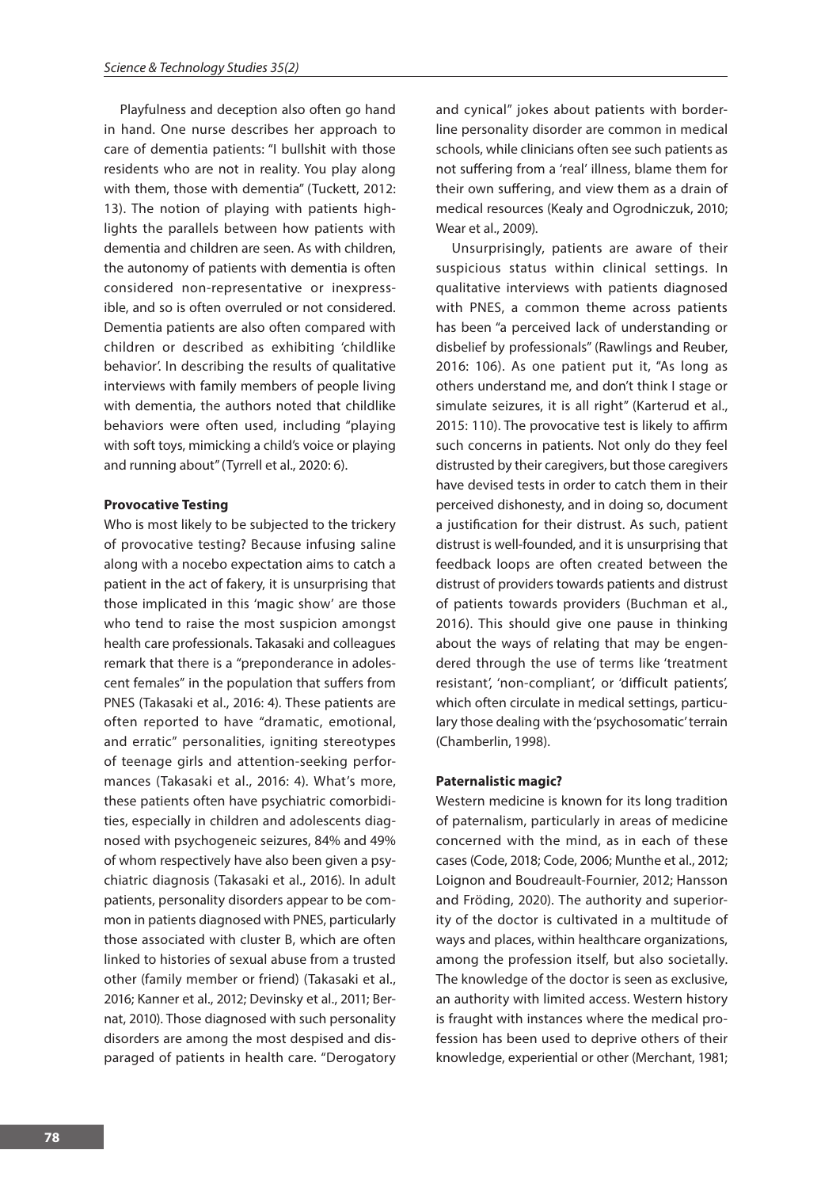Playfulness and deception also often go hand in hand. One nurse describes her approach to care of dementia patients: "I bullshit with those residents who are not in reality. You play along with them, those with dementia" (Tuckett, 2012: 13). The notion of playing with patients highlights the parallels between how patients with dementia and children are seen. As with children, the autonomy of patients with dementia is often considered non-representative or inexpressible, and so is often overruled or not considered. Dementia patients are also often compared with children or described as exhibiting 'childlike behavior'. In describing the results of qualitative interviews with family members of people living with dementia, the authors noted that childlike behaviors were often used, including "playing with soft toys, mimicking a child's voice or playing and running about" (Tyrrell et al., 2020: 6).

**Provocative Testing**

Who is most likely to be subjected to the trickery of provocative testing? Because infusing saline along with a nocebo expectation aims to catch a patient in the act of fakery, it is unsurprising that those implicated in this 'magic show' are those who tend to raise the most suspicion amongst health care professionals. Takasaki and colleagues remark that there is a "preponderance in adolescent females" in the population that suffers from PNES (Takasaki et al., 2016: 4). These patients are often reported to have "dramatic, emotional, and erratic" personalities, igniting stereotypes of teenage girls and attention-seeking performances (Takasaki et al., 2016: 4). What's more, these patients often have psychiatric comorbidities, especially in children and adolescents diagnosed with psychogeneic seizures, 84% and 49% of whom respectively have also been given a psychiatric diagnosis (Takasaki et al., 2016). In adult patients, personality disorders appear to be common in patients diagnosed with PNES, particularly those associated with cluster B, which are often linked to histories of sexual abuse from a trusted other (family member or friend) (Takasaki et al., 2016; Kanner et al., 2012; Devinsky et al., 2011; Bernat, 2010). Those diagnosed with such personality disorders are among the most despised and disparaged of patients in health care. "Derogatory and cynical" jokes about patients with borderline personality disorder are common in medical schools, while clinicians often see such patients as not suffering from a 'real' illness, blame them for their own suffering, and view them as a drain of medical resources (Kealy and Ogrodniczuk, 2010; Wear et al., 2009).

Unsurprisingly, patients are aware of their suspicious status within clinical settings. In qualitative interviews with patients diagnosed with PNES, a common theme across patients has been "a perceived lack of understanding or disbelief by professionals" (Rawlings and Reuber, 2016: 106). As one patient put it, "As long as others understand me, and don't think I stage or simulate seizures, it is all right" (Karterud et al., 2015: 110). The provocative test is likely to affirm such concerns in patients. Not only do they feel distrusted by their caregivers, but those caregivers have devised tests in order to catch them in their perceived dishonesty, and in doing so, document a justification for their distrust. As such, patient distrust is well-founded, and it is unsurprising that feedback loops are often created between the distrust of providers towards patients and distrust of patients towards providers (Buchman et al., 2016). This should give one pause in thinking about the ways of relating that may be engendered through the use of terms like 'treatment resistant', 'non-compliant', or 'difficult patients', which often circulate in medical settings, particulary those dealing with the 'psychosomatic' terrain (Chamberlin, 1998).

**Paternalistic magic?**

Western medicine is known for its long tradition of paternalism, particularly in areas of medicine concerned with the mind, as in each of these cases (Code, 2018; Code, 2006; Munthe et al., 2012; Loignon and Boudreault-Fournier, 2012; Hansson and Fröding, 2020). The authority and superiority of the doctor is cultivated in a multitude of ways and places, within healthcare organizations, among the profession itself, but also societally. The knowledge of the doctor is seen as exclusive, an authority with limited access. Western history is fraught with instances where the medical profession has been used to deprive others of their knowledge, experiential or other (Merchant, 1981;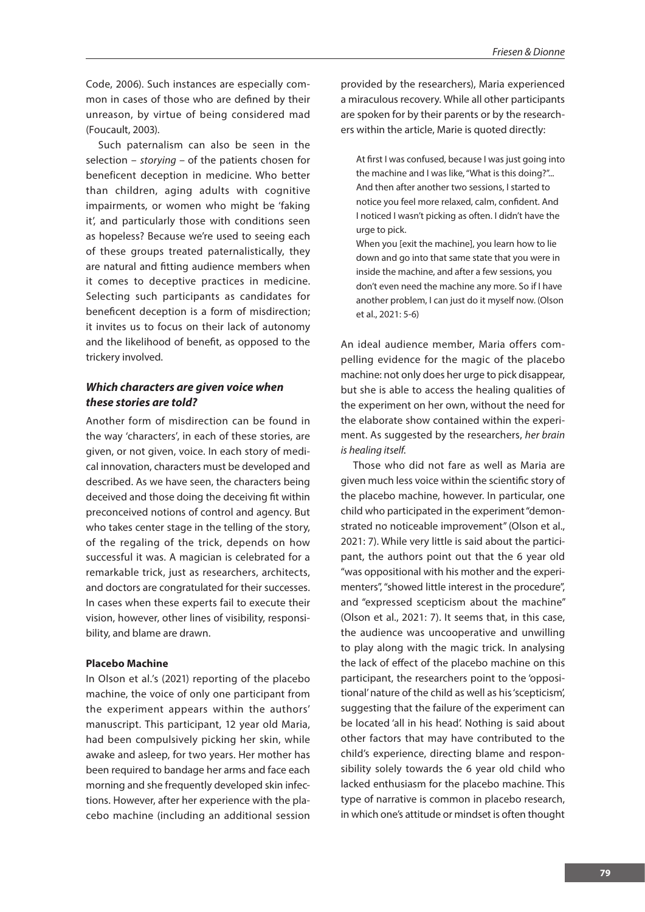Code, 2006). Such instances are especially common in cases of those who are defined by their unreason, by virtue of being considered mad (Foucault, 2003).

Such paternalism can also be seen in the selection – *storying* – of the patients chosen for beneficent deception in medicine. Who better than children, aging adults with cognitive impairments, or women who might be 'faking it', and particularly those with conditions seen as hopeless? Because we're used to seeing each of these groups treated paternalistically, they are natural and fitting audience members when it comes to deceptive practices in medicine. Selecting such participants as candidates for beneficent deception is a form of misdirection; it invites us to focus on their lack of autonomy and the likelihood of benefit, as opposed to the trickery involved.

### *Which characters are given voice when these stories are told?*

Another form of misdirection can be found in the way 'characters', in each of these stories, are given, or not given, voice. In each story of medical innovation, characters must be developed and described. As we have seen, the characters being deceived and those doing the deceiving fit within preconceived notions of control and agency. But who takes center stage in the telling of the story, of the regaling of the trick, depends on how successful it was. A magician is celebrated for a remarkable trick, just as researchers, architects, and doctors are congratulated for their successes. In cases when these experts fail to execute their vision, however, other lines of visibility, responsibility, and blame are drawn.

#### **Placebo Machine**

In Olson et al.'s (2021) reporting of the placebo machine, the voice of only one participant from the experiment appears within the authors' manuscript. This participant, 12 year old Maria, had been compulsively picking her skin, while awake and asleep, for two years. Her mother has been required to bandage her arms and face each morning and she frequently developed skin infections. However, after her experience with the placebo machine (including an additional session provided by the researchers), Maria experienced a miraculous recovery. While all other participants are spoken for by their parents or by the researchers within the article, Marie is quoted directly:

> At first I was confused, because I was just going into the machine and I was like, "What is this doing?"... And then after another two sessions, I started to notice you feel more relaxed, calm, confident. And I noticed I wasn't picking as often. I didn't have the urge to pick.
>
> When you [exit the machine], you learn how to lie down and go into that same state that you were in inside the machine, and after a few sessions, you don't even need the machine any more. So if I have another problem, I can just do it myself now. (Olson et al., 2021: 5-6)

An ideal audience member, Maria offers compelling evidence for the magic of the placebo machine: not only does her urge to pick disappear, but she is able to access the healing qualities of the experiment on her own, without the need for the elaborate show contained within the experiment. As suggested by the researchers, *her brain is healing itself*.

Those who did not fare as well as Maria are given much less voice within the scientific story of the placebo machine, however. In particular, one child who participated in the experiment "demonstrated no noticeable improvement" (Olson et al., 2021: 7). While very little is said about the participant, the authors point out that the 6 year old "was oppositional with his mother and the experimenters", "showed little interest in the procedure", and "expressed scepticism about the machine" (Olson et al., 2021: 7). It seems that, in this case, the audience was uncooperative and unwilling to play along with the magic trick. In analysing the lack of effect of the placebo machine on this participant, the researchers point to the 'oppositional' nature of the child as well as his 'scepticism', suggesting that the failure of the experiment can be located 'all in his head'. Nothing is said about other factors that may have contributed to the child's experience, directing blame and responsibility solely towards the 6 year old child who lacked enthusiasm for the placebo machine. This type of narrative is common in placebo research, in which one's attitude or mindset is often thought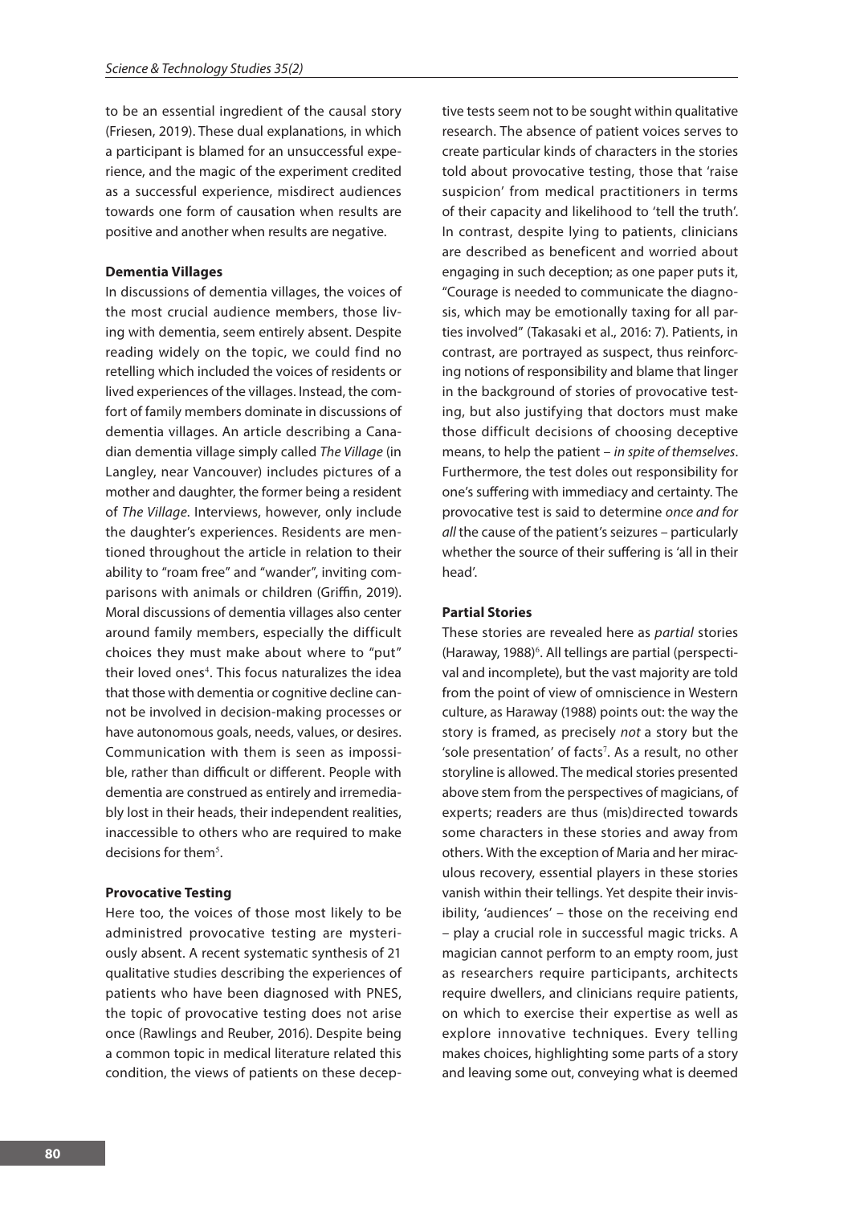to be an essential ingredient of the causal story (Friesen, 2019). These dual explanations, in which a participant is blamed for an unsuccessful experience, and the magic of the experiment credited as a successful experience, misdirect audiences towards one form of causation when results are positive and another when results are negative.

**Dementia Villages**

In discussions of dementia villages, the voices of the most crucial audience members, those living with dementia, seem entirely absent. Despite reading widely on the topic, we could find no retelling which included the voices of residents or lived experiences of the villages. Instead, the comfort of family members dominate in discussions of dementia villages. An article describing a Canadian dementia village simply called *The Village* (in Langley, near Vancouver) includes pictures of a mother and daughter, the former being a resident of *The Village*. Interviews, however, only include the daughter's experiences. Residents are mentioned throughout the article in relation to their ability to "roam free" and "wander", inviting comparisons with animals or children (Griffin, 2019). Moral discussions of dementia villages also center around family members, especially the difficult choices they must make about where to "put" their loved ones[4]. This focus naturalizes the idea that those with dementia or cognitive decline cannot be involved in decision-making processes or have autonomous goals, needs, values, or desires. Communication with them is seen as impossible, rather than difficult or different. People with dementia are construed as entirely and irremediably lost in their heads, their independent realities, inaccessible to others who are required to make decisions for them[5].

**Provocative Testing**

Here too, the voices of those most likely to be administred provocative testing are mysteriously absent. A recent systematic synthesis of 21 qualitative studies describing the experiences of patients who have been diagnosed with PNES, the topic of provocative testing does not arise once (Rawlings and Reuber, 2016). Despite being a common topic in medical literature related this condition, the views of patients on these deceptive tests seem not to be sought within qualitative research. The absence of patient voices serves to create particular kinds of characters in the stories told about provocative testing, those that 'raise suspicion' from medical practitioners in terms of their capacity and likelihood to 'tell the truth'. In contrast, despite lying to patients, clinicians are described as beneficent and worried about engaging in such deception; as one paper puts it, "Courage is needed to communicate the diagnosis, which may be emotionally taxing for all parties involved" (Takasaki et al., 2016: 7). Patients, in contrast, are portrayed as suspect, thus reinforcing notions of responsibility and blame that linger in the background of stories of provocative testing, but also justifying that doctors must make those difficult decisions of choosing deceptive means, to help the patient – *in spite of themselves*. Furthermore, the test doles out responsibility for one's suffering with immediacy and certainty. The provocative test is said to determine *once and for all* the cause of the patient's seizures – particularly whether the source of their suffering is 'all in their head'.

**Partial Stories**

These stories are revealed here as *partial* stories (Haraway, 1988)[6]. All tellings are partial (perspectival and incomplete), but the vast majority are told from the point of view of omniscience in Western culture, as Haraway (1988) points out: the way the story is framed, as precisely *not* a story but the 'sole presentation' of facts[7]. As a result, no other storyline is allowed. The medical stories presented above stem from the perspectives of magicians, of experts; readers are thus (mis)directed towards some characters in these stories and away from others. With the exception of Maria and her miraculous recovery, essential players in these stories vanish within their tellings. Yet despite their invisibility, 'audiences' – those on the receiving end – play a crucial role in successful magic tricks. A magician cannot perform to an empty room, just as researchers require participants, architects require dwellers, and clinicians require patients, on which to exercise their expertise as well as explore innovative techniques. Every telling makes choices, highlighting some parts of a story and leaving some out, conveying what is deemed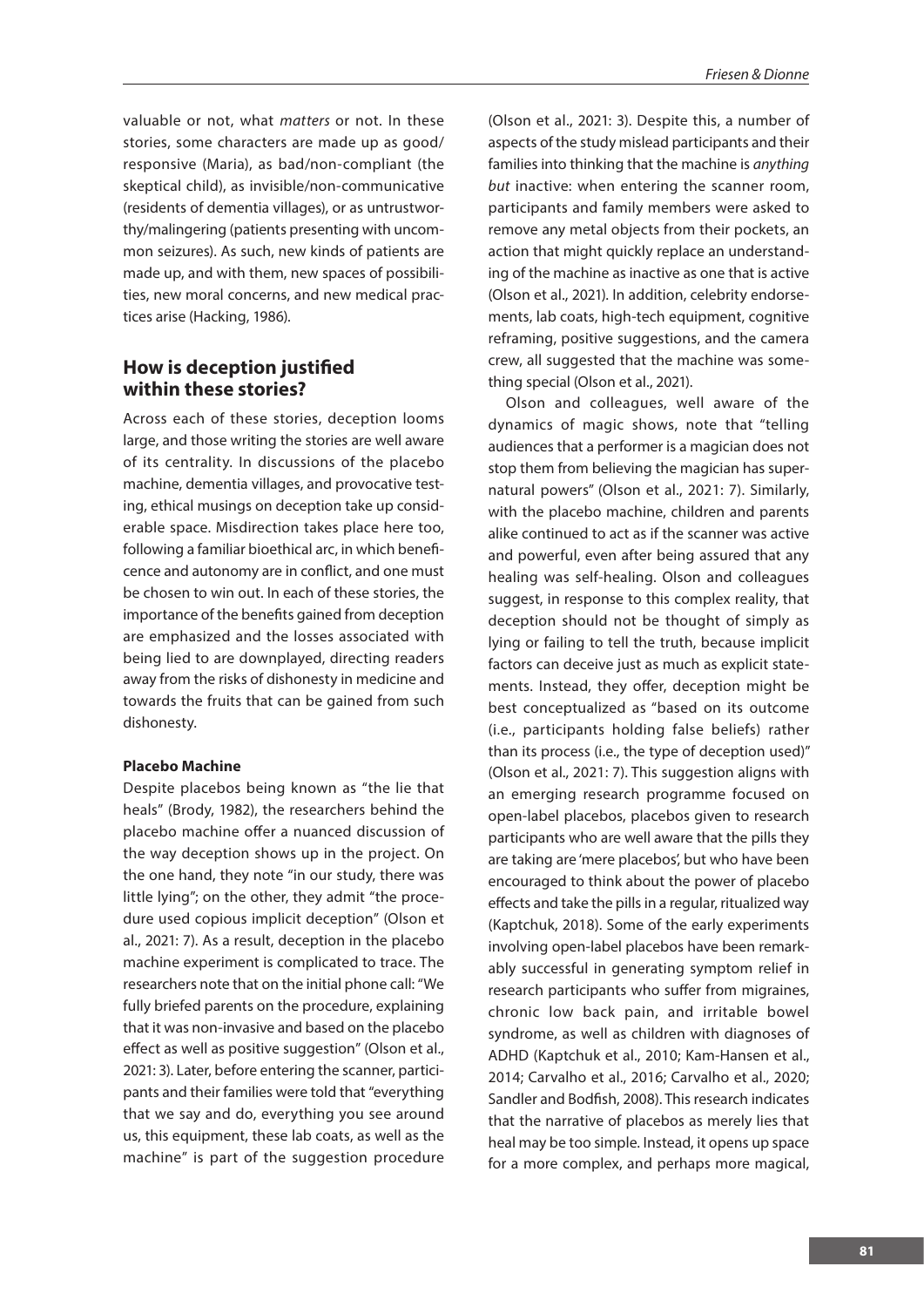valuable or not, what *matters* or not. In these stories, some characters are made up as good/responsive (Maria), as bad/non-compliant (the skeptical child), as invisible/non-communicative (residents of dementia villages), or as untrustworthy/malingering (patients presenting with uncommon seizures). As such, new kinds of patients are made up, and with them, new spaces of possibilities, new moral concerns, and new medical practices arise (Hacking, 1986).

## How is deception justified within these stories?

Across each of these stories, deception looms large, and those writing the stories are well aware of its centrality. In discussions of the placebo machine, dementia villages, and provocative testing, ethical musings on deception take up considerable space. Misdirection takes place here too, following a familiar bioethical arc, in which beneficence and autonomy are in conflict, and one must be chosen to win out. In each of these stories, the importance of the benefits gained from deception are emphasized and the losses associated with being lied to are downplayed, directing readers away from the risks of dishonesty in medicine and towards the fruits that can be gained from such dishonesty.

### Placebo Machine

Despite placebos being known as "the lie that heals" (Brody, 1982), the researchers behind the placebo machine offer a nuanced discussion of the way deception shows up in the project. On the one hand, they note "in our study, there was little lying"; on the other, they admit "the procedure used copious implicit deception" (Olson et al., 2021: 7). As a result, deception in the placebo machine experiment is complicated to trace. The researchers note that on the initial phone call: "We fully briefed parents on the procedure, explaining that it was non-invasive and based on the placebo effect as well as positive suggestion" (Olson et al., 2021: 3). Later, before entering the scanner, participants and their families were told that "everything that we say and do, everything you see around us, this equipment, these lab coats, as well as the machine" is part of the suggestion procedure (Olson et al., 2021: 3). Despite this, a number of aspects of the study mislead participants and their families into thinking that the machine is *anything but* inactive: when entering the scanner room, participants and family members were asked to remove any metal objects from their pockets, an action that might quickly replace an understanding of the machine as inactive as one that is active (Olson et al., 2021). In addition, celebrity endorsements, lab coats, high-tech equipment, cognitive reframing, positive suggestions, and the camera crew, all suggested that the machine was something special (Olson et al., 2021).

Olson and colleagues, well aware of the dynamics of magic shows, note that "telling audiences that a performer is a magician does not stop them from believing the magician has supernatural powers" (Olson et al., 2021: 7). Similarly, with the placebo machine, children and parents alike continued to act as if the scanner was active and powerful, even after being assured that any healing was self-healing. Olson and colleagues suggest, in response to this complex reality, that deception should not be thought of simply as lying or failing to tell the truth, because implicit factors can deceive just as much as explicit statements. Instead, they offer, deception might be best conceptualized as "based on its outcome (i.e., participants holding false beliefs) rather than its process (i.e., the type of deception used)" (Olson et al., 2021: 7). This suggestion aligns with an emerging research programme focused on open-label placebos, placebos given to research participants who are well aware that the pills they are taking are 'mere placebos', but who have been encouraged to think about the power of placebo effects and take the pills in a regular, ritualized way (Kaptchuk, 2018). Some of the early experiments involving open-label placebos have been remarkably successful in generating symptom relief in research participants who suffer from migraines, chronic low back pain, and irritable bowel syndrome, as well as children with diagnoses of ADHD (Kaptchuk et al., 2010; Kam-Hansen et al., 2014; Carvalho et al., 2016; Carvalho et al., 2020; Sandler and Bodfish, 2008). This research indicates that the narrative of placebos as merely lies that heal may be too simple. Instead, it opens up space for a more complex, and perhaps more magical,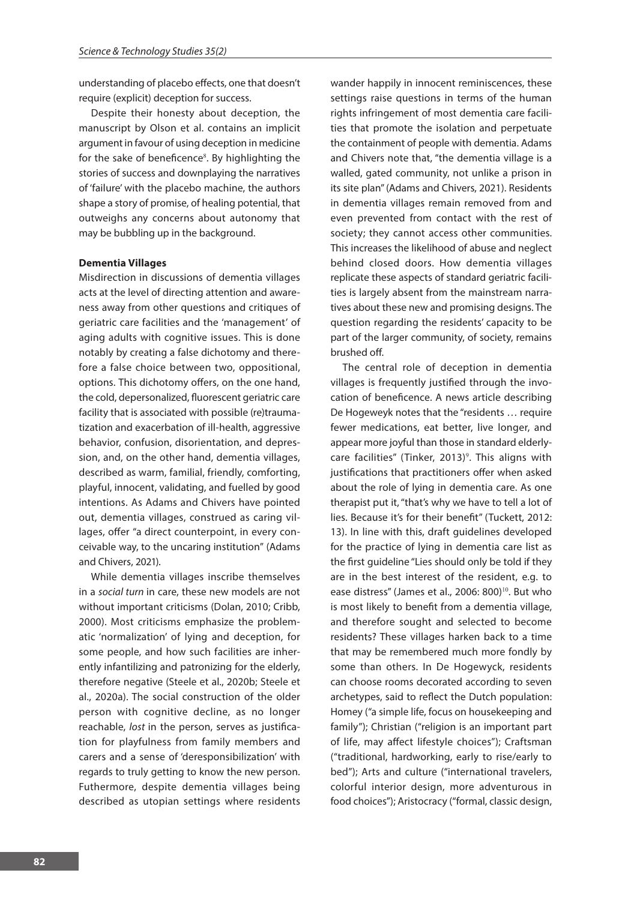understanding of placebo effects, one that doesn't require (explicit) deception for success.

Despite their honesty about deception, the manuscript by Olson et al. contains an implicit argument in favour of using deception in medicine for the sake of beneficence[8]. By highlighting the stories of success and downplaying the narratives of 'failure' with the placebo machine, the authors shape a story of promise, of healing potential, that outweighs any concerns about autonomy that may be bubbling up in the background.

**Dementia Villages**

Misdirection in discussions of dementia villages acts at the level of directing attention and awareness away from other questions and critiques of geriatric care facilities and the 'management' of aging adults with cognitive issues. This is done notably by creating a false dichotomy and therefore a false choice between two, oppositional, options. This dichotomy offers, on the one hand, the cold, depersonalized, fluorescent geriatric care facility that is associated with possible (re)traumatization and exacerbation of ill-health, aggressive behavior, confusion, disorientation, and depression, and, on the other hand, dementia villages, described as warm, familial, friendly, comforting, playful, innocent, validating, and fuelled by good intentions. As Adams and Chivers have pointed out, dementia villages, construed as caring villages, offer "a direct counterpoint, in every conceivable way, to the uncaring institution" (Adams and Chivers, 2021).

While dementia villages inscribe themselves in a *social turn* in care, these new models are not without important criticisms (Dolan, 2010; Cribb, 2000). Most criticisms emphasize the problematic 'normalization' of lying and deception, for some people, and how such facilities are inherently infantilizing and patronizing for the elderly, therefore negative (Steele et al., 2020b; Steele et al., 2020a). The social construction of the older person with cognitive decline, as no longer reachable, *lost* in the person, serves as justification for playfulness from family members and carers and a sense of 'deresponsibilization' with regards to truly getting to know the new person. Futhermore, despite dementia villages being described as utopian settings where residents wander happily in innocent reminiscences, these settings raise questions in terms of the human rights infringement of most dementia care facilities that promote the isolation and perpetuate the containment of people with dementia. Adams and Chivers note that, "the dementia village is a walled, gated community, not unlike a prison in its site plan" (Adams and Chivers, 2021). Residents in dementia villages remain removed from and even prevented from contact with the rest of society; they cannot access other communities. This increases the likelihood of abuse and neglect behind closed doors. How dementia villages replicate these aspects of standard geriatric facilities is largely absent from the mainstream narratives about these new and promising designs. The question regarding the residents' capacity to be part of the larger community, of society, remains brushed off.

The central role of deception in dementia villages is frequently justified through the invocation of beneficence. A news article describing De Hogeweyk notes that the "residents … require fewer medications, eat better, live longer, and appear more joyful than those in standard elderly-care facilities" (Tinker, 2013)[9]. This aligns with justifications that practitioners offer when asked about the role of lying in dementia care. As one therapist put it, "that's why we have to tell a lot of lies. Because it's for their benefit" (Tuckett, 2012: 13). In line with this, draft guidelines developed for the practice of lying in dementia care list as the first guideline "Lies should only be told if they are in the best interest of the resident, e.g. to ease distress" (James et al., 2006: 800)[10]. But who is most likely to benefit from a dementia village, and therefore sought and selected to become residents? These villages harken back to a time that may be remembered much more fondly by some than others. In De Hogewyck, residents can choose rooms decorated according to seven archetypes, said to reflect the Dutch population: Homey ("a simple life, focus on housekeeping and family"); Christian ("religion is an important part of life, may affect lifestyle choices"); Craftsman ("traditional, hardworking, early to rise/early to bed"); Arts and culture ("international travelers, colorful interior design, more adventurous in food choices"); Aristocracy ("formal, classic design,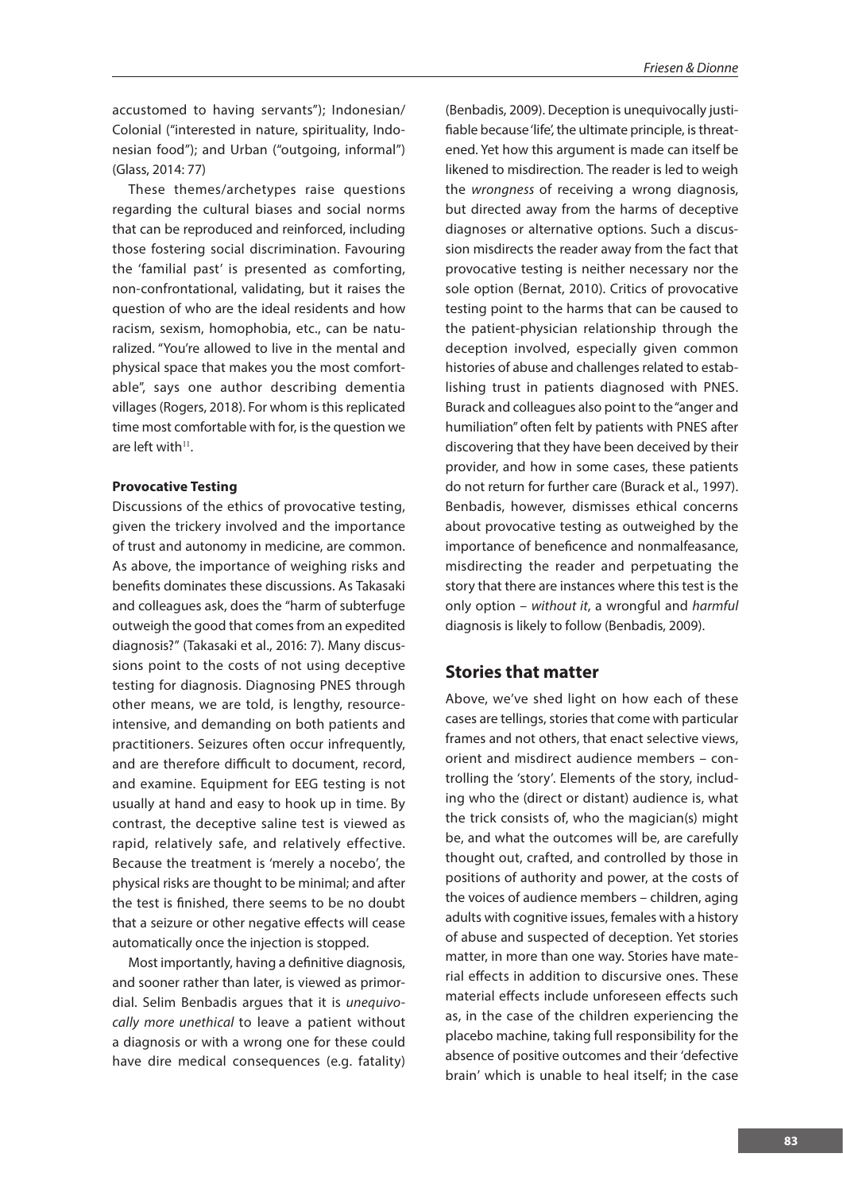accustomed to having servants"); Indonesian/Colonial ("interested in nature, spirituality, Indonesian food"); and Urban ("outgoing, informal") (Glass, 2014: 77)

These themes/archetypes raise questions regarding the cultural biases and social norms that can be reproduced and reinforced, including those fostering social discrimination. Favouring the 'familial past' is presented as comforting, non-confrontational, validating, but it raises the question of who are the ideal residents and how racism, sexism, homophobia, etc., can be naturalized. "You're allowed to live in the mental and physical space that makes you the most comfortable", says one author describing dementia villages (Rogers, 2018). For whom is this replicated time most comfortable with for, is the question we are left with[11].

**Provocative Testing**

Discussions of the ethics of provocative testing, given the trickery involved and the importance of trust and autonomy in medicine, are common. As above, the importance of weighing risks and benefits dominates these discussions. As Takasaki and colleagues ask, does the "harm of subterfuge outweigh the good that comes from an expedited diagnosis?" (Takasaki et al., 2016: 7). Many discussions point to the costs of not using deceptive testing for diagnosis. Diagnosing PNES through other means, we are told, is lengthy, resource-intensive, and demanding on both patients and practitioners. Seizures often occur infrequently, and are therefore difficult to document, record, and examine. Equipment for EEG testing is not usually at hand and easy to hook up in time. By contrast, the deceptive saline test is viewed as rapid, relatively safe, and relatively effective. Because the treatment is 'merely a nocebo', the physical risks are thought to be minimal; and after the test is finished, there seems to be no doubt that a seizure or other negative effects will cease automatically once the injection is stopped.

Most importantly, having a definitive diagnosis, and sooner rather than later, is viewed as primordial. Selim Benbadis argues that it is *unequivocally more unethical* to leave a patient without a diagnosis or with a wrong one for these could have dire medical consequences (e.g. fatality) (Benbadis, 2009). Deception is unequivocally justifiable because 'life', the ultimate principle, is threatened. Yet how this argument is made can itself be likened to misdirection. The reader is led to weigh the *wrongness* of receiving a wrong diagnosis, but directed away from the harms of deceptive diagnoses or alternative options. Such a discussion misdirects the reader away from the fact that provocative testing is neither necessary nor the sole option (Bernat, 2010). Critics of provocative testing point to the harms that can be caused to the patient-physician relationship through the deception involved, especially given common histories of abuse and challenges related to establishing trust in patients diagnosed with PNES. Burack and colleagues also point to the "anger and humiliation" often felt by patients with PNES after discovering that they have been deceived by their provider, and how in some cases, these patients do not return for further care (Burack et al., 1997). Benbadis, however, dismisses ethical concerns about provocative testing as outweighed by the importance of beneficence and nonmalfeasance, misdirecting the reader and perpetuating the story that there are instances where this test is the only option – *without it*, a wrongful and *harmful* diagnosis is likely to follow (Benbadis, 2009).

## Stories that matter

Above, we've shed light on how each of these cases are tellings, stories that come with particular frames and not others, that enact selective views, orient and misdirect audience members – controlling the 'story'. Elements of the story, including who the (direct or distant) audience is, what the trick consists of, who the magician(s) might be, and what the outcomes will be, are carefully thought out, crafted, and controlled by those in positions of authority and power, at the costs of the voices of audience members – children, aging adults with cognitive issues, females with a history of abuse and suspected of deception. Yet stories matter, in more than one way. Stories have material effects in addition to discursive ones. These material effects include unforeseen effects such as, in the case of the children experiencing the placebo machine, taking full responsibility for the absence of positive outcomes and their 'defective brain' which is unable to heal itself; in the case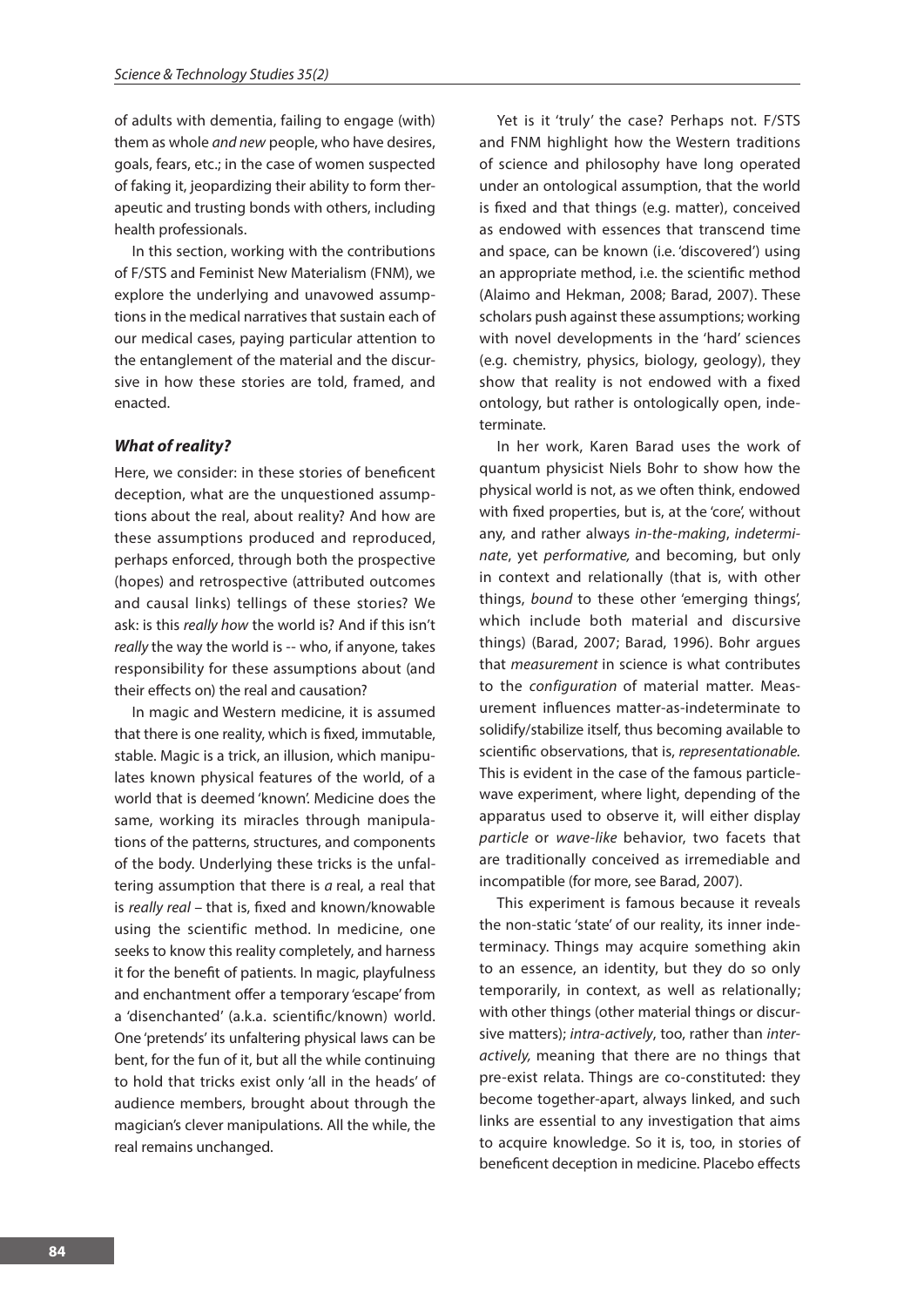of adults with dementia, failing to engage (with) them as whole *and new* people, who have desires, goals, fears, etc.; in the case of women suspected of faking it, jeopardizing their ability to form therapeutic and trusting bonds with others, including health professionals.

In this section, working with the contributions of F/STS and Feminist New Materialism (FNM), we explore the underlying and unavowed assumptions in the medical narratives that sustain each of our medical cases, paying particular attention to the entanglement of the material and the discursive in how these stories are told, framed, and enacted.

### *What of reality?*

Here, we consider: in these stories of beneficent deception, what are the unquestioned assumptions about the real, about reality? And how are these assumptions produced and reproduced, perhaps enforced, through both the prospective (hopes) and retrospective (attributed outcomes and causal links) tellings of these stories? We ask: is this *really how* the world is? And if this isn't *really* the way the world is -- who, if anyone, takes responsibility for these assumptions about (and their effects on) the real and causation?

In magic and Western medicine, it is assumed that there is one reality, which is fixed, immutable, stable. Magic is a trick, an illusion, which manipulates known physical features of the world, of a world that is deemed 'known'. Medicine does the same, working its miracles through manipulations of the patterns, structures, and components of the body. Underlying these tricks is the unfaltering assumption that there is *a* real, a real that is *really real* – that is, fixed and known/knowable using the scientific method. In medicine, one seeks to know this reality completely, and harness it for the benefit of patients. In magic, playfulness and enchantment offer a temporary 'escape' from a 'disenchanted' (a.k.a. scientific/known) world. One 'pretends' its unfaltering physical laws can be bent, for the fun of it, but all the while continuing to hold that tricks exist only 'all in the heads' of audience members, brought about through the magician's clever manipulations. All the while, the real remains unchanged.

Yet is it 'truly' the case? Perhaps not. F/STS and FNM highlight how the Western traditions of science and philosophy have long operated under an ontological assumption, that the world is fixed and that things (e.g. matter), conceived as endowed with essences that transcend time and space, can be known (i.e. 'discovered') using an appropriate method, i.e. the scientific method (Alaimo and Hekman, 2008; Barad, 2007). These scholars push against these assumptions; working with novel developments in the 'hard' sciences (e.g. chemistry, physics, biology, geology), they show that reality is not endowed with a fixed ontology, but rather is ontologically open, indeterminate.

In her work, Karen Barad uses the work of quantum physicist Niels Bohr to show how the physical world is not, as we often think, endowed with fixed properties, but is, at the 'core', without any, and rather always *in-the-making*, *indeterminate*, yet *performative,* and becoming, but only in context and relationally (that is, with other things, *bound* to these other 'emerging things', which include both material and discursive things) (Barad, 2007; Barad, 1996). Bohr argues that *measurement* in science is what contributes to the *configuration* of material matter. Measurement influences matter-as-indeterminate to solidify/stabilize itself, thus becoming available to scientific observations, that is, *representationable.* This is evident in the case of the famous particle-wave experiment, where light, depending of the apparatus used to observe it, will either display *particle* or *wave-like* behavior, two facets that are traditionally conceived as irremediable and incompatible (for more, see Barad, 2007).

This experiment is famous because it reveals the non-static 'state' of our reality, its inner indeterminacy. Things may acquire something akin to an essence, an identity, but they do so only temporarily, in context, as well as relationally; with other things (other material things or discursive matters); *intra-actively*, too, rather than *inter-actively,* meaning that there are no things that pre-exist relata. Things are co-constituted: they become together-apart, always linked, and such links are essential to any investigation that aims to acquire knowledge. So it is, too, in stories of beneficent deception in medicine. Placebo effects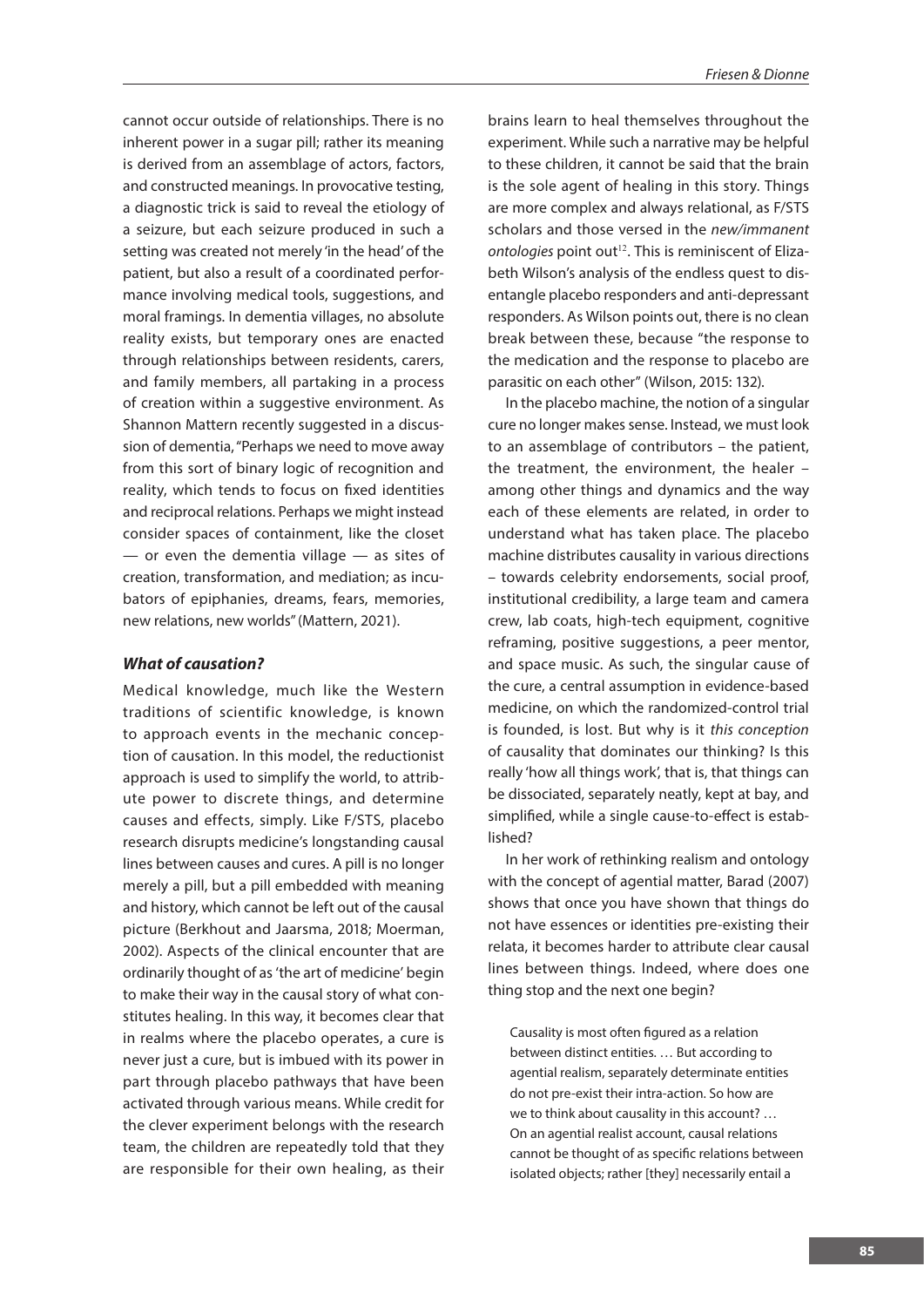cannot occur outside of relationships. There is no inherent power in a sugar pill; rather its meaning is derived from an assemblage of actors, factors, and constructed meanings. In provocative testing, a diagnostic trick is said to reveal the etiology of a seizure, but each seizure produced in such a setting was created not merely 'in the head' of the patient, but also a result of a coordinated performance involving medical tools, suggestions, and moral framings. In dementia villages, no absolute reality exists, but temporary ones are enacted through relationships between residents, carers, and family members, all partaking in a process of creation within a suggestive environment. As Shannon Mattern recently suggested in a discussion of dementia, "Perhaps we need to move away from this sort of binary logic of recognition and reality, which tends to focus on fixed identities and reciprocal relations. Perhaps we might instead consider spaces of containment, like the closet — or even the dementia village — as sites of creation, transformation, and mediation; as incubators of epiphanies, dreams, fears, memories, new relations, new worlds" (Mattern, 2021).

### *What of causation?*

Medical knowledge, much like the Western traditions of scientific knowledge, is known to approach events in the mechanic conception of causation. In this model, the reductionist approach is used to simplify the world, to attribute power to discrete things, and determine causes and effects, simply. Like F/STS, placebo research disrupts medicine's longstanding causal lines between causes and cures. A pill is no longer merely a pill, but a pill embedded with meaning and history, which cannot be left out of the causal picture (Berkhout and Jaarsma, 2018; Moerman, 2002). Aspects of the clinical encounter that are ordinarily thought of as 'the art of medicine' begin to make their way in the causal story of what constitutes healing. In this way, it becomes clear that in realms where the placebo operates, a cure is never just a cure, but is imbued with its power in part through placebo pathways that have been activated through various means. While credit for the clever experiment belongs with the research team, the children are repeatedly told that they are responsible for their own healing, as their brains learn to heal themselves throughout the experiment. While such a narrative may be helpful to these children, it cannot be said that the brain is the sole agent of healing in this story. Things are more complex and always relational, as F/STS scholars and those versed in the *new/immanent ontologies* point out[12]. This is reminiscent of Elizabeth Wilson's analysis of the endless quest to disentangle placebo responders and anti-depressant responders. As Wilson points out, there is no clean break between these, because "the response to the medication and the response to placebo are parasitic on each other" (Wilson, 2015: 132).

In the placebo machine, the notion of a singular cure no longer makes sense. Instead, we must look to an assemblage of contributors – the patient, the treatment, the environment, the healer – among other things and dynamics and the way each of these elements are related, in order to understand what has taken place. The placebo machine distributes causality in various directions – towards celebrity endorsements, social proof, institutional credibility, a large team and camera crew, lab coats, high-tech equipment, cognitive reframing, positive suggestions, a peer mentor, and space music. As such, the singular cause of the cure, a central assumption in evidence-based medicine, on which the randomized-control trial is founded, is lost. But why is it *this conception* of causality that dominates our thinking? Is this really 'how all things work', that is, that things can be dissociated, separately neatly, kept at bay, and simplified, while a single cause-to-effect is established?

In her work of rethinking realism and ontology with the concept of agential matter, Barad (2007) shows that once you have shown that things do not have essences or identities pre-existing their relata, it becomes harder to attribute clear causal lines between things. Indeed, where does one thing stop and the next one begin?

> Causality is most often figured as a relation between distinct entities. … But according to agential realism, separately determinate entities do not pre-exist their intra-action. So how are we to think about causality in this account? … On an agential realist account, causal relations cannot be thought of as specific relations between isolated objects; rather [they] necessarily entail a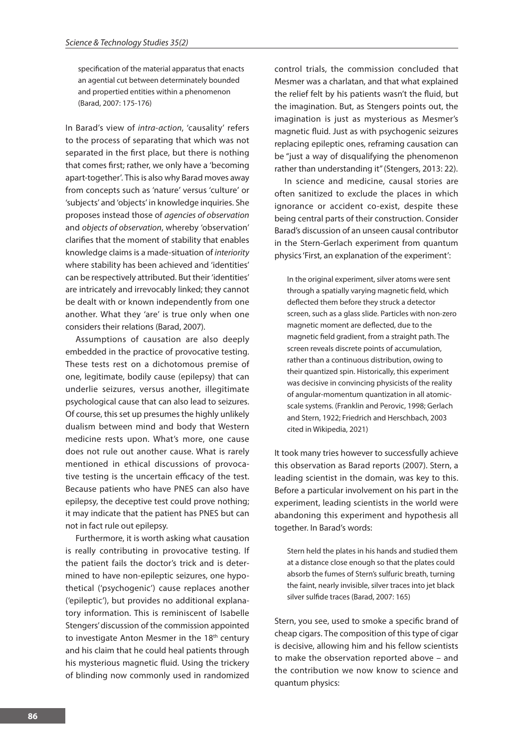> specification of the material apparatus that enacts an agential cut between determinately bounded and propertied entities within a phenomenon (Barad, 2007: 175-176)

In Barad's view of *intra-action*, 'causality' refers to the process of separating that which was not separated in the first place, but there is nothing that comes first; rather, we only have a 'becoming apart-together'. This is also why Barad moves away from concepts such as 'nature' versus 'culture' or 'subjects' and 'objects' in knowledge inquiries. She proposes instead those of *agencies of observation* and *objects of observation*, whereby 'observation' clarifies that the moment of stability that enables knowledge claims is a made-situation of *interiority* where stability has been achieved and 'identities' can be respectively attributed. But their 'identities' are intricately and irrevocably linked; they cannot be dealt with or known independently from one another. What they 'are' is true only when one considers their relations (Barad, 2007).

Assumptions of causation are also deeply embedded in the practice of provocative testing. These tests rest on a dichotomous premise of one, legitimate, bodily cause (epilepsy) that can underlie seizures, versus another, illegitimate psychological cause that can also lead to seizures. Of course, this set up presumes the highly unlikely dualism between mind and body that Western medicine rests upon. What's more, one cause does not rule out another cause. What is rarely mentioned in ethical discussions of provocative testing is the uncertain efficacy of the test. Because patients who have PNES can also have epilepsy, the deceptive test could prove nothing; it may indicate that the patient has PNES but can not in fact rule out epilepsy.

Furthermore, it is worth asking what causation is really contributing in provocative testing. If the patient fails the doctor's trick and is determined to have non-epileptic seizures, one hypothetical ('psychogenic') cause replaces another ('epileptic'), but provides no additional explanatory information. This is reminiscent of Isabelle Stengers' discussion of the commission appointed to investigate Anton Mesmer in the 18th century and his claim that he could heal patients through his mysterious magnetic fluid. Using the trickery of blinding now commonly used in randomized control trials, the commission concluded that Mesmer was a charlatan, and that what explained the relief felt by his patients wasn't the fluid, but the imagination. But, as Stengers points out, the imagination is just as mysterious as Mesmer's magnetic fluid. Just as with psychogenic seizures replacing epileptic ones, reframing causation can be "just a way of disqualifying the phenomenon rather than understanding it" (Stengers, 2013: 22).

In science and medicine, causal stories are often sanitized to exclude the places in which ignorance or accident co-exist, despite these being central parts of their construction. Consider Barad's discussion of an unseen causal contributor in the Stern-Gerlach experiment from quantum physics 'First, an explanation of the experiment':

> In the original experiment, silver atoms were sent through a spatially varying magnetic field, which deflected them before they struck a detector screen, such as a glass slide. Particles with non-zero magnetic moment are deflected, due to the magnetic field gradient, from a straight path. The screen reveals discrete points of accumulation, rather than a continuous distribution, owing to their quantized spin. Historically, this experiment was decisive in convincing physicists of the reality of angular-momentum quantization in all atomic-scale systems. (Franklin and Perovic, 1998; Gerlach and Stern, 1922; Friedrich and Herschbach, 2003 cited in Wikipedia, 2021)

It took many tries however to successfully achieve this observation as Barad reports (2007). Stern, a leading scientist in the domain, was key to this. Before a particular involvement on his part in the experiment, leading scientists in the world were abandoning this experiment and hypothesis all together. In Barad's words:

> Stern held the plates in his hands and studied them at a distance close enough so that the plates could absorb the fumes of Stern's sulfuric breath, turning the faint, nearly invisible, silver traces into jet black silver sulfide traces (Barad, 2007: 165)

Stern, you see, used to smoke a specific brand of cheap cigars. The composition of this type of cigar is decisive, allowing him and his fellow scientists to make the observation reported above – and the contribution we now know to science and quantum physics: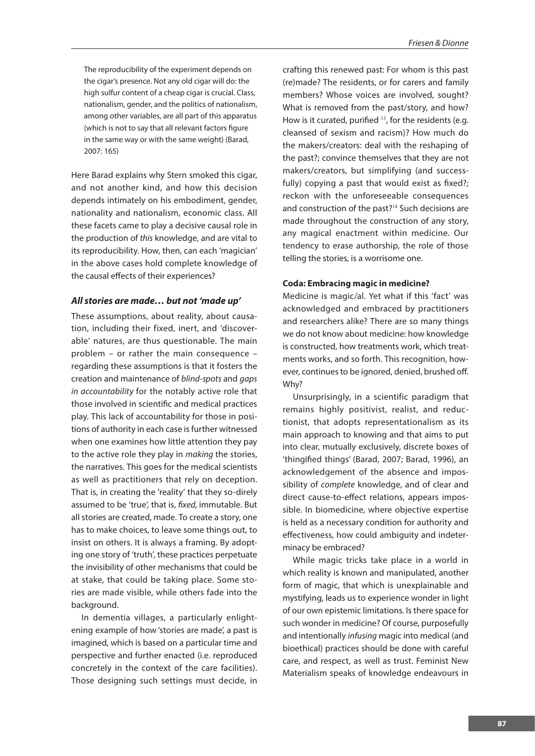> The reproducibility of the experiment depends on the cigar's presence. Not any old cigar will do: the high sulfur content of a cheap cigar is crucial. Class, nationalism, gender, and the politics of nationalism, among other variables, are all part of this apparatus (which is not to say that all relevant factors figure in the same way or with the same weight) (Barad, 2007: 165)

Here Barad explains why Stern smoked this cigar, and not another kind, and how this decision depends intimately on his embodiment, gender, nationality and nationalism, economic class. All these facets came to play a decisive causal role in the production of *this* knowledge, and are vital to its reproducibility. How, then, can each 'magician' in the above cases hold complete knowledge of the causal effects of their experiences?

### *All stories are made… but not 'made up'*

These assumptions, about reality, about causation, including their fixed, inert, and 'discoverable' natures, are thus questionable. The main problem – or rather the main consequence – regarding these assumptions is that it fosters the creation and maintenance of *blind-spots* and *gaps in accountability* for the notably active role that those involved in scientific and medical practices play. This lack of accountability for those in positions of authority in each case is further witnessed when one examines how little attention they pay to the active role they play in *making* the stories, the narratives. This goes for the medical scientists as well as practitioners that rely on deception. That is, in creating the 'reality' that they so-direly assumed to be 'true', that is, *fixed,* immutable. But all stories are created, made. To create a story, one has to make choices, to leave some things out, to insist on others. It is always a framing. By adopting one story of 'truth', these practices perpetuate the invisibility of other mechanisms that could be at stake, that could be taking place. Some stories are made visible, while others fade into the background.

In dementia villages, a particularly enlightening example of how 'stories are made', a past is imagined, which is based on a particular time and perspective and further enacted (i.e. reproduced concretely in the context of the care facilities). Those designing such settings must decide, in crafting this renewed past: For whom is this past (re)made? The residents, or for carers and family members? Whose voices are involved, sought? What is removed from the past/story, and how? How is it curated, purified [13], for the residents (e.g. cleansed of sexism and racism)? How much do the makers/creators: deal with the reshaping of the past?; convince themselves that they are not makers/creators, but simplifying (and successfully) copying a past that would exist as fixed?; reckon with the unforeseeable consequences and construction of the past?[14] Such decisions are made throughout the construction of any story, any magical enactment within medicine. Our tendency to erase authorship, the role of those telling the stories, is a worrisome one.

### Coda: Embracing magic in medicine?

Medicine is magic/al. Yet what if this 'fact' was acknowledged and embraced by practitioners and researchers alike? There are so many things we do not know about medicine: how knowledge is constructed, how treatments work, which treatments works, and so forth. This recognition, however, continues to be ignored, denied, brushed off. Why?

Unsurprisingly, in a scientific paradigm that remains highly positivist, realist, and reductionist, that adopts representationalism as its main approach to knowing and that aims to put into clear, mutually exclusively, discrete boxes of 'thingified things' (Barad, 2007; Barad, 1996), an acknowledgement of the absence and impossibility of *complete* knowledge, and of clear and direct cause-to-effect relations, appears impossible. In biomedicine, where objective expertise is held as a necessary condition for authority and effectiveness, how could ambiguity and indeterminacy be embraced?

While magic tricks take place in a world in which reality is known and manipulated, another form of magic, that which is unexplainable and mystifying, leads us to experience wonder in light of our own epistemic limitations. Is there space for such wonder in medicine? Of course, purposefully and intentionally *infusing* magic into medical (and bioethical) practices should be done with careful care, and respect, as well as trust. Feminist New Materialism speaks of knowledge endeavours in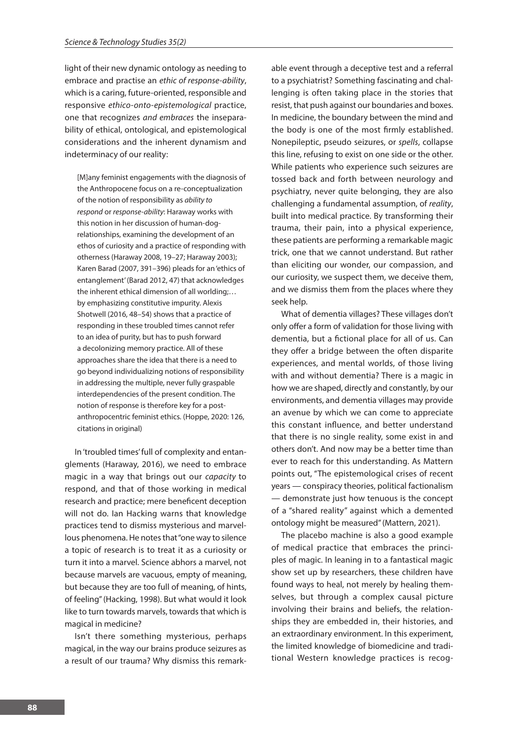light of their new dynamic ontology as needing to embrace and practise an *ethic of response-ability*, which is a caring, future-oriented, responsible and responsive *ethico-onto-epistemological* practice, one that recognizes *and embraces* the inseparability of ethical, ontological, and epistemological considerations and the inherent dynamism and indeterminacy of our reality:

> [M]any feminist engagements with the diagnosis of the Anthropocene focus on a re-conceptualization of the notion of responsibility as *ability to respond* or *response-ability*: Haraway works with this notion in her discussion of human-dog-relationships, examining the development of an ethos of curiosity and a practice of responding with otherness (Haraway 2008, 19–27; Haraway 2003); Karen Barad (2007, 391–396) pleads for an 'ethics of entanglement' (Barad 2012, 47) that acknowledges the inherent ethical dimension of all worlding;… by emphasizing constitutive impurity. Alexis Shotwell (2016, 48–54) shows that a practice of responding in these troubled times cannot refer to an idea of purity, but has to push forward a decolonizing memory practice. All of these approaches share the idea that there is a need to go beyond individualizing notions of responsibility in addressing the multiple, never fully graspable interdependencies of the present condition. The notion of response is therefore key for a post-anthropocentric feminist ethics. (Hoppe, 2020: 126, citations in original)

In 'troubled times' full of complexity and entanglements (Haraway, 2016), we need to embrace magic in a way that brings out our *capacity* to respond, and that of those working in medical research and practice; mere beneficent deception will not do. Ian Hacking warns that knowledge practices tend to dismiss mysterious and marvellous phenomena. He notes that "one way to silence a topic of research is to treat it as a curiosity or turn it into a marvel. Science abhors a marvel, not because marvels are vacuous, empty of meaning, but because they are too full of meaning, of hints, of feeling" (Hacking, 1998). But what would it look like to turn towards marvels, towards that which is magical in medicine?

Isn't there something mysterious, perhaps magical, in the way our brains produce seizures as a result of our trauma? Why dismiss this remarkable event through a deceptive test and a referral to a psychiatrist? Something fascinating and challenging is often taking place in the stories that resist, that push against our boundaries and boxes. In medicine, the boundary between the mind and the body is one of the most firmly established. Nonepileptic, pseudo seizures, or *spells*, collapse this line, refusing to exist on one side or the other. While patients who experience such seizures are tossed back and forth between neurology and psychiatry, never quite belonging, they are also challenging a fundamental assumption, of *reality*, built into medical practice. By transforming their trauma, their pain, into a physical experience, these patients are performing a remarkable magic trick, one that we cannot understand. But rather than eliciting our wonder, our compassion, and our curiosity, we suspect them, we deceive them, and we dismiss them from the places where they seek help.

What of dementia villages? These villages don't only offer a form of validation for those living with dementia, but a fictional place for all of us. Can they offer a bridge between the often disparite experiences, and mental worlds, of those living with and without dementia? There is a magic in how we are shaped, directly and constantly, by our environments, and dementia villages may provide an avenue by which we can come to appreciate this constant influence, and better understand that there is no single reality, some exist in and others don't. And now may be a better time than ever to reach for this understanding. As Mattern points out, "The epistemological crises of recent years — conspiracy theories, political factionalism — demonstrate just how tenuous is the concept of a "shared reality" against which a demented ontology might be measured" (Mattern, 2021).

The placebo machine is also a good example of medical practice that embraces the principles of magic. In leaning in to a fantastical magic show set up by researchers, these children have found ways to heal, not merely by healing themselves, but through a complex causal picture involving their brains and beliefs, the relationships they are embedded in, their histories, and an extraordinary environment. In this experiment, the limited knowledge of biomedicine and traditional Western knowledge practices is recog-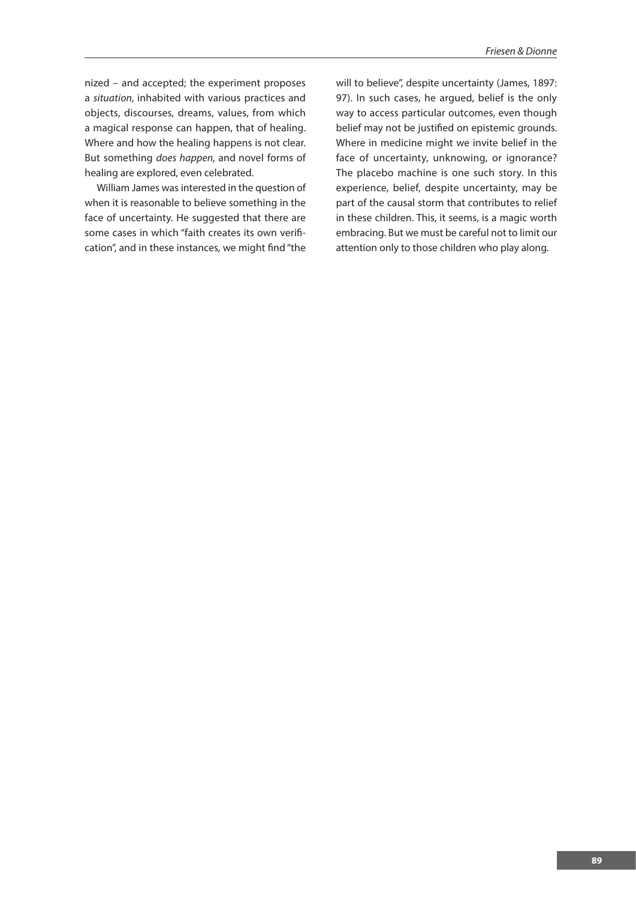nized – and accepted; the experiment proposes a *situation,* inhabited with various practices and objects, discourses, dreams, values, from which a magical response can happen, that of healing. Where and how the healing happens is not clear. But something *does happen,* and novel forms of healing are explored, even celebrated.

William James was interested in the question of when it is reasonable to believe something in the face of uncertainty. He suggested that there are some cases in which "faith creates its own verification", and in these instances, we might find "the will to believe", despite uncertainty (James, 1897: 97). In such cases, he argued, belief is the only way to access particular outcomes, even though belief may not be justified on epistemic grounds. Where in medicine might we invite belief in the face of uncertainty, unknowing, or ignorance? The placebo machine is one such story. In this experience, belief, despite uncertainty, may be part of the causal storm that contributes to relief in these children. This, it seems, is a magic worth embracing. But we must be careful not to limit our attention only to those children who play along.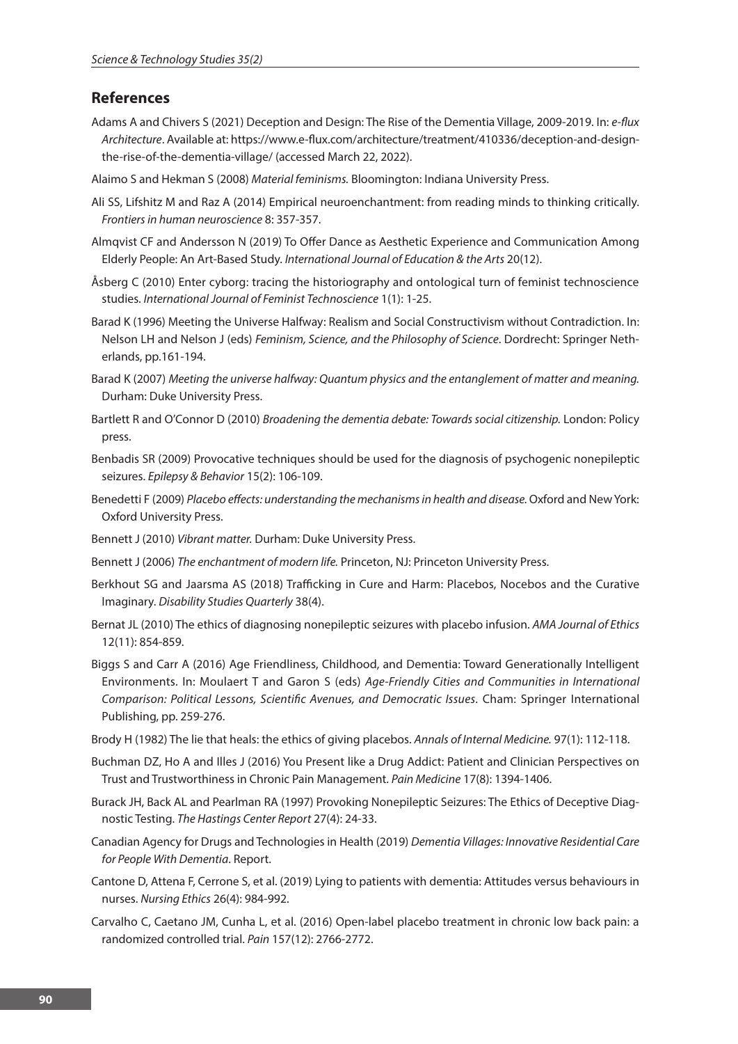## References

Adams A and Chivers S (2021) Deception and Design: The Rise of the Dementia Village, 2009-2019. In: *e-flux Architecture*. Available at: https://www.e-flux.com/architecture/treatment/410336/deception-and-design-the-rise-of-the-dementia-village/ (accessed March 22, 2022).

Alaimo S and Hekman S (2008) *Material feminisms.* Bloomington: Indiana University Press.

Ali SS, Lifshitz M and Raz A (2014) Empirical neuroenchantment: from reading minds to thinking critically. *Frontiers in human neuroscience* 8: 357-357.

Almqvist CF and Andersson N (2019) To Offer Dance as Aesthetic Experience and Communication Among Elderly People: An Art-Based Study. *International Journal of Education & the Arts* 20(12).

Åsberg C (2010) Enter cyborg: tracing the historiography and ontological turn of feminist technoscience studies. *International Journal of Feminist Technoscience* 1(1): 1-25.

Barad K (1996) Meeting the Universe Halfway: Realism and Social Constructivism without Contradiction. In: Nelson LH and Nelson J (eds) *Feminism, Science, and the Philosophy of Science*. Dordrecht: Springer Netherlands, pp.161-194.

Barad K (2007) *Meeting the universe halfway: Quantum physics and the entanglement of matter and meaning.* Durham: Duke University Press.

Bartlett R and O'Connor D (2010) *Broadening the dementia debate: Towards social citizenship.* London: Policy press.

Benbadis SR (2009) Provocative techniques should be used for the diagnosis of psychogenic nonepileptic seizures. *Epilepsy & Behavior* 15(2): 106-109.

Benedetti F (2009) *Placebo effects: understanding the mechanisms in health and disease.* Oxford and New York: Oxford University Press.

Bennett J (2010) *Vibrant matter.* Durham: Duke University Press.

Bennett J (2006) *The enchantment of modern life.* Princeton, NJ: Princeton University Press.

Berkhout SG and Jaarsma AS (2018) Trafficking in Cure and Harm: Placebos, Nocebos and the Curative Imaginary. *Disability Studies Quarterly* 38(4).

Bernat JL (2010) The ethics of diagnosing nonepileptic seizures with placebo infusion. *AMA Journal of Ethics* 12(11): 854-859.

Biggs S and Carr A (2016) Age Friendliness, Childhood, and Dementia: Toward Generationally Intelligent Environments. In: Moulaert T and Garon S (eds) *Age-Friendly Cities and Communities in International Comparison: Political Lessons, Scientific Avenues, and Democratic Issues*. Cham: Springer International Publishing, pp. 259-276.

Brody H (1982) The lie that heals: the ethics of giving placebos. *Annals of Internal Medicine.* 97(1): 112-118.

Buchman DZ, Ho A and Illes J (2016) You Present like a Drug Addict: Patient and Clinician Perspectives on Trust and Trustworthiness in Chronic Pain Management. *Pain Medicine* 17(8): 1394-1406.

Burack JH, Back AL and Pearlman RA (1997) Provoking Nonepileptic Seizures: The Ethics of Deceptive Diagnostic Testing. *The Hastings Center Report* 27(4): 24-33.

Canadian Agency for Drugs and Technologies in Health (2019) *Dementia Villages: Innovative Residential Care for People With Dementia*. Report.

Cantone D, Attena F, Cerrone S, et al. (2019) Lying to patients with dementia: Attitudes versus behaviours in nurses. *Nursing Ethics* 26(4): 984-992.

Carvalho C, Caetano JM, Cunha L, et al. (2016) Open-label placebo treatment in chronic low back pain: a randomized controlled trial. *Pain* 157(12): 2766-2772.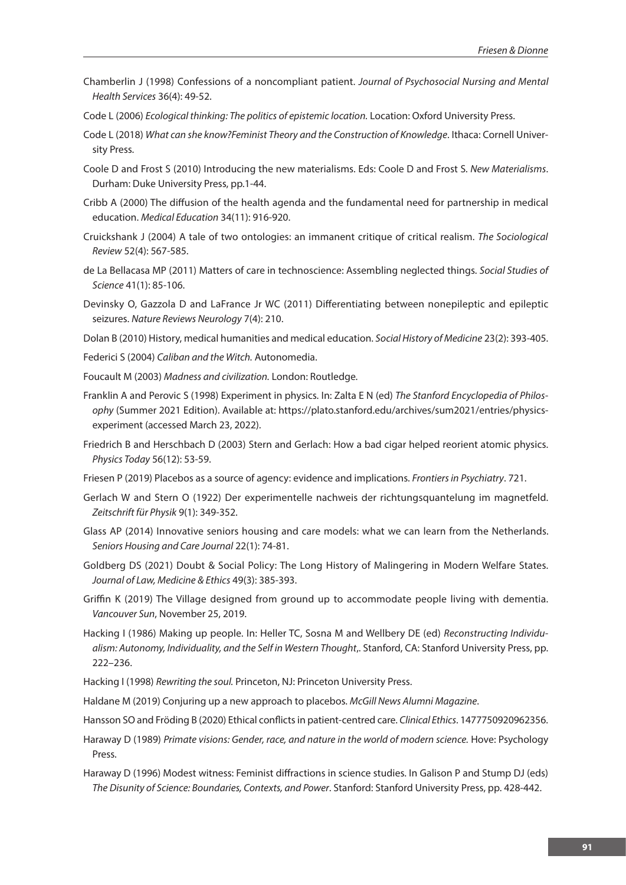Chamberlin J (1998) Confessions of a noncompliant patient. *Journal of Psychosocial Nursing and Mental Health Services* 36(4): 49-52.

Code L (2006) *Ecological thinking: The politics of epistemic location.* Location: Oxford University Press.

Code L (2018) *What can she know?Feminist Theory and the Construction of Knowledge*. Ithaca: Cornell University Press.

Coole D and Frost S (2010) Introducing the new materialisms. Eds: Coole D and Frost S. *New Materialisms*. Durham: Duke University Press, pp.1-44.

Cribb A (2000) The diffusion of the health agenda and the fundamental need for partnership in medical education. *Medical Education* 34(11): 916-920.

Cruickshank J (2004) A tale of two ontologies: an immanent critique of critical realism. *The Sociological Review* 52(4): 567-585.

de La Bellacasa MP (2011) Matters of care in technoscience: Assembling neglected things. *Social Studies of Science* 41(1): 85-106.

Devinsky O, Gazzola D and LaFrance Jr WC (2011) Differentiating between nonepileptic and epileptic seizures. *Nature Reviews Neurology* 7(4): 210.

Dolan B (2010) History, medical humanities and medical education. *Social History of Medicine* 23(2): 393-405.

Federici S (2004) *Caliban and the Witch.* Autonomedia.

Foucault M (2003) *Madness and civilization.* London: Routledge.

Franklin A and Perovic S (1998) Experiment in physics. In: Zalta E N (ed) *The Stanford Encyclopedia of Philosophy* (Summer 2021 Edition). Available at: https://plato.stanford.edu/archives/sum2021/entries/physics-experiment (accessed March 23, 2022).

Friedrich B and Herschbach D (2003) Stern and Gerlach: How a bad cigar helped reorient atomic physics. *Physics Today* 56(12): 53-59.

Friesen P (2019) Placebos as a source of agency: evidence and implications. *Frontiers in Psychiatry*. 721.

Gerlach W and Stern O (1922) Der experimentelle nachweis der richtungsquantelung im magnetfeld. *Zeitschrift für Physik* 9(1): 349-352.

Glass AP (2014) Innovative seniors housing and care models: what we can learn from the Netherlands. *Seniors Housing and Care Journal* 22(1): 74-81.

Goldberg DS (2021) Doubt & Social Policy: The Long History of Malingering in Modern Welfare States. *Journal of Law, Medicine & Ethics* 49(3): 385-393.

Griffin K (2019) The Village designed from ground up to accommodate people living with dementia. *Vancouver Sun*, November 25, 2019.

Hacking I (1986) Making up people. In: Heller TC, Sosna M and Wellbery DE (ed) *Reconstructing Individualism: Autonomy, Individuality, and the Self in Western Thought,*. Stanford, CA: Stanford University Press, pp. 222–236.

Hacking I (1998) *Rewriting the soul.* Princeton, NJ: Princeton University Press.

Haldane M (2019) Conjuring up a new approach to placebos. *McGill News Alumni Magazine*.

Hansson SO and Fröding B (2020) Ethical conflicts in patient-centred care. *Clinical Ethics*. 1477750920962356.

Haraway D (1989) *Primate visions: Gender, race, and nature in the world of modern science.* Hove: Psychology Press.

Haraway D (1996) Modest witness: Feminist diffractions in science studies. In Galison P and Stump DJ (eds) *The Disunity of Science: Boundaries, Contexts, and Power*. Stanford: Stanford University Press, pp. 428-442.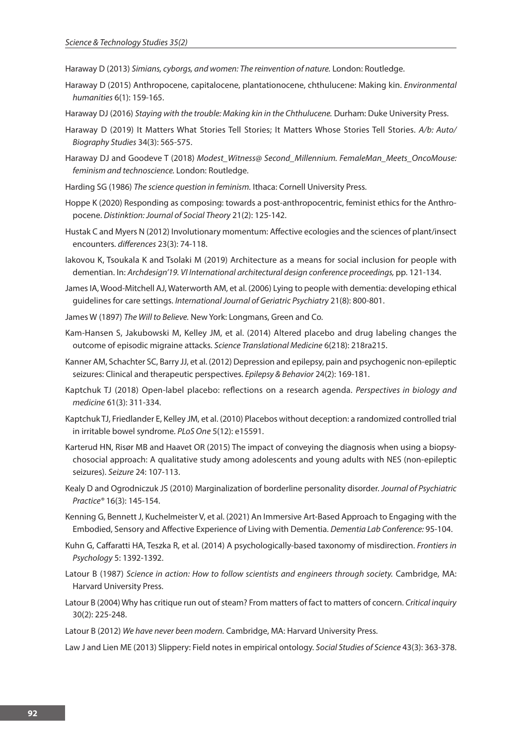Haraway D (2013) *Simians, cyborgs, and women: The reinvention of nature.* London: Routledge.

Haraway D (2015) Anthropocene, capitalocene, plantationocene, chthulucene: Making kin. *Environmental humanities* 6(1): 159-165.

Haraway DJ (2016) *Staying with the trouble: Making kin in the Chthulucene.* Durham: Duke University Press.

Haraway D (2019) It Matters What Stories Tell Stories; It Matters Whose Stories Tell Stories. *A/b: Auto/ Biography Studies* 34(3): 565-575.

Haraway DJ and Goodeve T (2018) *Modest_Witness@ Second_Millennium. FemaleMan_Meets_OncoMouse: feminism and technoscience.* London: Routledge.

Harding SG (1986) *The science question in feminism.* Ithaca: Cornell University Press.

Hoppe K (2020) Responding as composing: towards a post-anthropocentric, feminist ethics for the Anthropocene. *Distinktion: Journal of Social Theory* 21(2): 125-142.

Hustak C and Myers N (2012) Involutionary momentum: Affective ecologies and the sciences of plant/insect encounters. *differences* 23(3): 74-118.

Iakovou K, Tsoukala K and Tsolaki M (2019) Architecture as a means for social inclusion for people with dementian. In: *Archdesign'19. VI International architectural design conference proceedings,* pp. 121-134.

James IA, Wood-Mitchell AJ, Waterworth AM, et al. (2006) Lying to people with dementia: developing ethical guidelines for care settings. *International Journal of Geriatric Psychiatry* 21(8): 800-801.

James W (1897) *The Will to Believe.* New York: Longmans, Green and Co.

Kam-Hansen S, Jakubowski M, Kelley JM, et al. (2014) Altered placebo and drug labeling changes the outcome of episodic migraine attacks. *Science Translational Medicine* 6(218): 218ra215.

Kanner AM, Schachter SC, Barry JJ, et al. (2012) Depression and epilepsy, pain and psychogenic non-epileptic seizures: Clinical and therapeutic perspectives. *Epilepsy & Behavior* 24(2): 169-181.

Kaptchuk TJ (2018) Open-label placebo: reflections on a research agenda. *Perspectives in biology and medicine* 61(3): 311-334.

Kaptchuk TJ, Friedlander E, Kelley JM, et al. (2010) Placebos without deception: a randomized controlled trial in irritable bowel syndrome. *PLoS One* 5(12): e15591.

Karterud HN, Risør MB and Haavet OR (2015) The impact of conveying the diagnosis when using a biopsychosocial approach: A qualitative study among adolescents and young adults with NES (non-epileptic seizures). *Seizure* 24: 107-113.

Kealy D and Ogrodniczuk JS (2010) Marginalization of borderline personality disorder. *Journal of Psychiatric Practice®* 16(3): 145-154.

Kenning G, Bennett J, Kuchelmeister V, et al. (2021) An Immersive Art-Based Approach to Engaging with the Embodied, Sensory and Affective Experience of Living with Dementia. *Dementia Lab Conference:* 95-104.

Kuhn G, Caffaratti HA, Teszka R, et al. (2014) A psychologically-based taxonomy of misdirection. *Frontiers in Psychology* 5: 1392-1392.

Latour B (1987) *Science in action: How to follow scientists and engineers through society.* Cambridge, MA: Harvard University Press.

Latour B (2004) Why has critique run out of steam? From matters of fact to matters of concern. *Critical inquiry* 30(2): 225-248.

Latour B (2012) *We have never been modern.* Cambridge, MA: Harvard University Press.

Law J and Lien ME (2013) Slippery: Field notes in empirical ontology. *Social Studies of Science* 43(3): 363-378.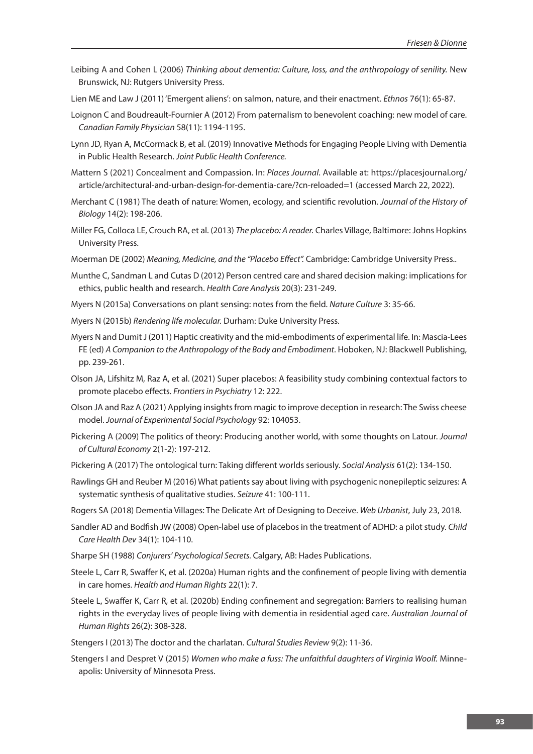Leibing A and Cohen L (2006) *Thinking about dementia: Culture, loss, and the anthropology of senility.* New Brunswick, NJ: Rutgers University Press.

Lien ME and Law J (2011) 'Emergent aliens': on salmon, nature, and their enactment. *Ethnos* 76(1): 65-87.

Loignon C and Boudreault-Fournier A (2012) From paternalism to benevolent coaching: new model of care. *Canadian Family Physician* 58(11): 1194-1195.

Lynn JD, Ryan A, McCormack B, et al. (2019) Innovative Methods for Engaging People Living with Dementia in Public Health Research. *Joint Public Health Conference.*

Mattern S (2021) Concealment and Compassion. In: *Places Journal*. Available at: https://placesjournal.org/article/architectural-and-urban-design-for-dementia-care/?cn-reloaded=1 (accessed March 22, 2022).

Merchant C (1981) The death of nature: Women, ecology, and scientific revolution. *Journal of the History of Biology* 14(2): 198-206.

Miller FG, Colloca LE, Crouch RA, et al. (2013) *The placebo: A reader.* Charles Village, Baltimore: Johns Hopkins University Press.

Moerman DE (2002) *Meaning, Medicine, and the "Placebo Effect".* Cambridge: Cambridge University Press..

Munthe C, Sandman L and Cutas D (2012) Person centred care and shared decision making: implications for ethics, public health and research. *Health Care Analysis* 20(3): 231-249.

Myers N (2015a) Conversations on plant sensing: notes from the field. *Nature Culture* 3: 35-66.

Myers N (2015b) *Rendering life molecular.* Durham: Duke University Press.

Myers N and Dumit J (2011) Haptic creativity and the mid-embodiments of experimental life. In: Mascia-Lees FE (ed) *A Companion to the Anthropology of the Body and Embodiment*. Hoboken, NJ: Blackwell Publishing, pp. 239-261.

Olson JA, Lifshitz M, Raz A, et al. (2021) Super placebos: A feasibility study combining contextual factors to promote placebo effects. *Frontiers in Psychiatry* 12: 222.

Olson JA and Raz A (2021) Applying insights from magic to improve deception in research: The Swiss cheese model. *Journal of Experimental Social Psychology* 92: 104053.

Pickering A (2009) The politics of theory: Producing another world, with some thoughts on Latour. *Journal of Cultural Economy* 2(1-2): 197-212.

Pickering A (2017) The ontological turn: Taking different worlds seriously. *Social Analysis* 61(2): 134-150.

Rawlings GH and Reuber M (2016) What patients say about living with psychogenic nonepileptic seizures: A systematic synthesis of qualitative studies. *Seizure* 41: 100-111.

Rogers SA (2018) Dementia Villages: The Delicate Art of Designing to Deceive. *Web Urbanist*, July 23, 2018.

Sandler AD and Bodfish JW (2008) Open-label use of placebos in the treatment of ADHD: a pilot study. *Child Care Health Dev* 34(1): 104-110.

Sharpe SH (1988) *Conjurers' Psychological Secrets.* Calgary, AB: Hades Publications.

Steele L, Carr R, Swaffer K, et al. (2020a) Human rights and the confinement of people living with dementia in care homes. *Health and Human Rights* 22(1): 7.

Steele L, Swaffer K, Carr R, et al. (2020b) Ending confinement and segregation: Barriers to realising human rights in the everyday lives of people living with dementia in residential aged care. *Australian Journal of Human Rights* 26(2): 308-328.

Stengers I (2013) The doctor and the charlatan. *Cultural Studies Review* 9(2): 11-36.

Stengers I and Despret V (2015) *Women who make a fuss: The unfaithful daughters of Virginia Woolf.* Minneapolis: University of Minnesota Press.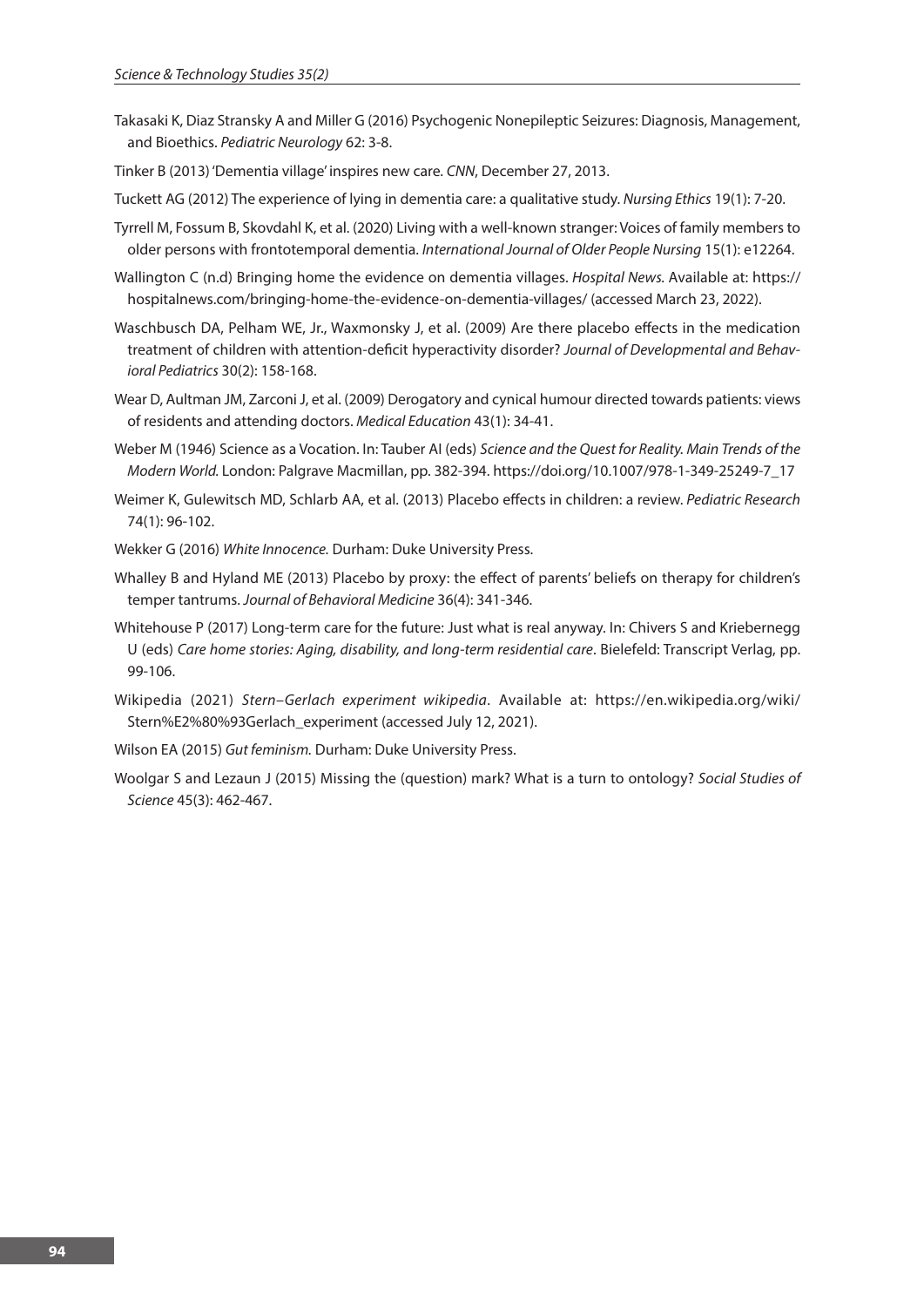Takasaki K, Diaz Stransky A and Miller G (2016) Psychogenic Nonepileptic Seizures: Diagnosis, Management, and Bioethics. *Pediatric Neurology* 62: 3-8.

Tinker B (2013) 'Dementia village' inspires new care. *CNN*, December 27, 2013.

Tuckett AG (2012) The experience of lying in dementia care: a qualitative study. *Nursing Ethics* 19(1): 7-20.

Tyrrell M, Fossum B, Skovdahl K, et al. (2020) Living with a well-known stranger: Voices of family members to older persons with frontotemporal dementia. *International Journal of Older People Nursing* 15(1): e12264.

Wallington C (n.d) Bringing home the evidence on dementia villages. *Hospital News.* Available at: https://hospitalnews.com/bringing-home-the-evidence-on-dementia-villages/ (accessed March 23, 2022).

Waschbusch DA, Pelham WE, Jr., Waxmonsky J, et al. (2009) Are there placebo effects in the medication treatment of children with attention-deficit hyperactivity disorder? *Journal of Developmental and Behavioral Pediatrics* 30(2): 158-168.

Wear D, Aultman JM, Zarconi J, et al. (2009) Derogatory and cynical humour directed towards patients: views of residents and attending doctors. *Medical Education* 43(1): 34-41.

Weber M (1946) Science as a Vocation. In: Tauber AI (eds) *Science and the Quest for Reality. Main Trends of the Modern World.* London: Palgrave Macmillan, pp. 382-394. https://doi.org/10.1007/978-1-349-25249-7_17

Weimer K, Gulewitsch MD, Schlarb AA, et al. (2013) Placebo effects in children: a review. *Pediatric Research* 74(1): 96-102.

Wekker G (2016) *White Innocence.* Durham: Duke University Press.

Whalley B and Hyland ME (2013) Placebo by proxy: the effect of parents' beliefs on therapy for children's temper tantrums. *Journal of Behavioral Medicine* 36(4): 341-346.

Whitehouse P (2017) Long-term care for the future: Just what is real anyway. In: Chivers S and Kriebernegg U (eds) *Care home stories: Aging, disability, and long-term residential care*. Bielefeld: Transcript Verlag, pp. 99-106.

Wikipedia (2021) *Stern–Gerlach experiment wikipedia*. Available at: https://en.wikipedia.org/wiki/Stern%E2%80%93Gerlach_experiment (accessed July 12, 2021).

Wilson EA (2015) *Gut feminism.* Durham: Duke University Press.

Woolgar S and Lezaun J (2015) Missing the (question) mark? What is a turn to ontology? *Social Studies of Science* 45(3): 462-467.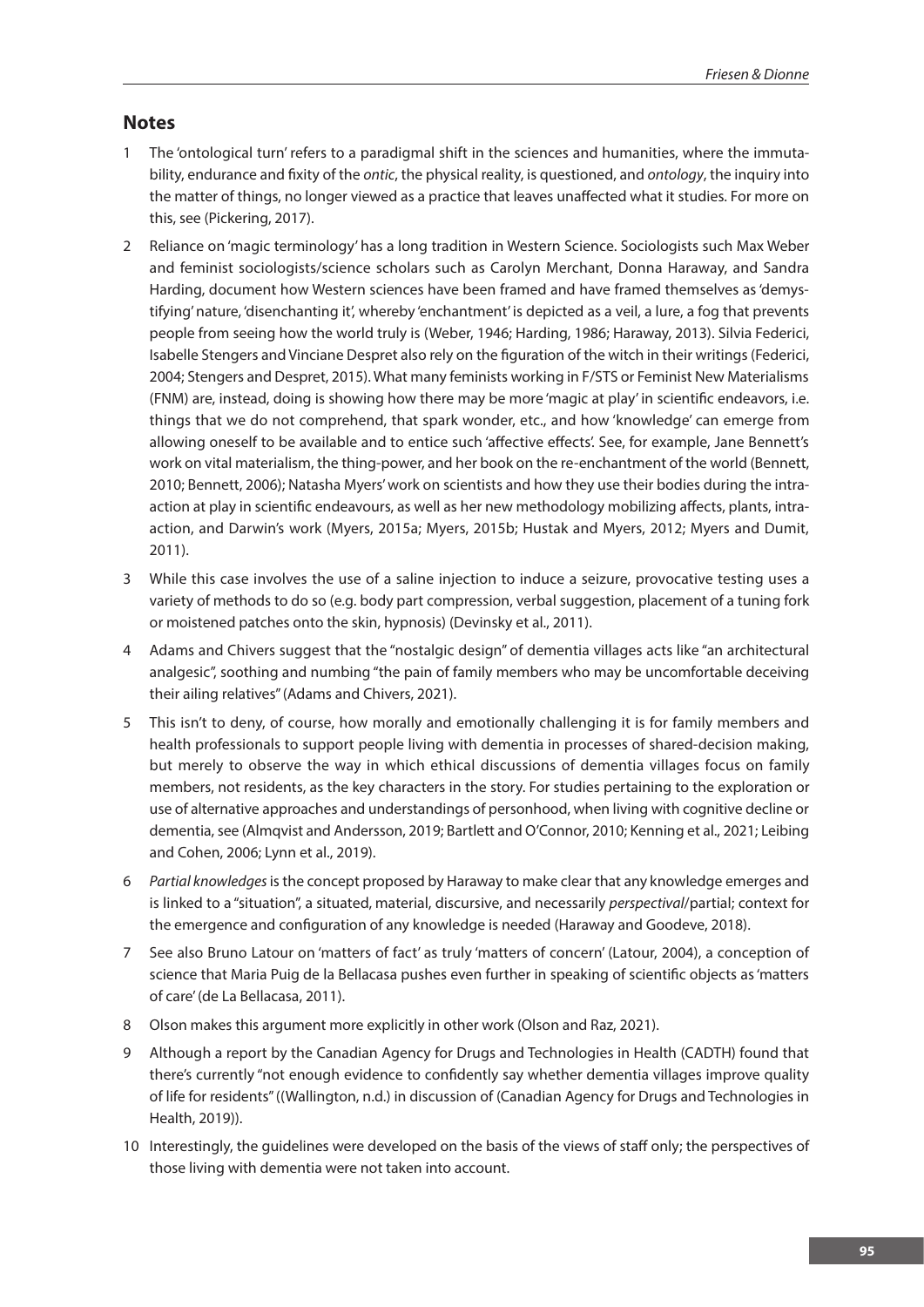## Notes

1 The 'ontological turn' refers to a paradigmal shift in the sciences and humanities, where the immutability, endurance and fixity of the *ontic*, the physical reality, is questioned, and *ontology*, the inquiry into the matter of things, no longer viewed as a practice that leaves unaffected what it studies. For more on this, see (Pickering, 2017).

2 Reliance on 'magic terminology' has a long tradition in Western Science. Sociologists such Max Weber and feminist sociologists/science scholars such as Carolyn Merchant, Donna Haraway, and Sandra Harding, document how Western sciences have been framed and have framed themselves as 'demystifying' nature, 'disenchanting it', whereby 'enchantment' is depicted as a veil, a lure, a fog that prevents people from seeing how the world truly is (Weber, 1946; Harding, 1986; Haraway, 2013). Silvia Federici, Isabelle Stengers and Vinciane Despret also rely on the figuration of the witch in their writings (Federici, 2004; Stengers and Despret, 2015). What many feminists working in F/STS or Feminist New Materialisms (FNM) are, instead, doing is showing how there may be more 'magic at play' in scientific endeavors, i.e. things that we do not comprehend, that spark wonder, etc., and how 'knowledge' can emerge from allowing oneself to be available and to entice such 'affective effects'. See, for example, Jane Bennett's work on vital materialism, the thing-power, and her book on the re-enchantment of the world (Bennett, 2010; Bennett, 2006); Natasha Myers' work on scientists and how they use their bodies during the intra-action at play in scientific endeavours, as well as her new methodology mobilizing affects, plants, intra-action, and Darwin's work (Myers, 2015a; Myers, 2015b; Hustak and Myers, 2012; Myers and Dumit, 2011).

3 While this case involves the use of a saline injection to induce a seizure, provocative testing uses a variety of methods to do so (e.g. body part compression, verbal suggestion, placement of a tuning fork or moistened patches onto the skin, hypnosis) (Devinsky et al., 2011).

4 Adams and Chivers suggest that the "nostalgic design" of dementia villages acts like "an architectural analgesic", soothing and numbing "the pain of family members who may be uncomfortable deceiving their ailing relatives" (Adams and Chivers, 2021).

5 This isn't to deny, of course, how morally and emotionally challenging it is for family members and health professionals to support people living with dementia in processes of shared-decision making, but merely to observe the way in which ethical discussions of dementia villages focus on family members, not residents, as the key characters in the story. For studies pertaining to the exploration or use of alternative approaches and understandings of personhood, when living with cognitive decline or dementia, see (Almqvist and Andersson, 2019; Bartlett and O'Connor, 2010; Kenning et al., 2021; Leibing and Cohen, 2006; Lynn et al., 2019).

6 *Partial knowledges* is the concept proposed by Haraway to make clear that any knowledge emerges and is linked to a "situation", a situated, material, discursive, and necessarily *perspectival*/partial; context for the emergence and configuration of any knowledge is needed (Haraway and Goodeve, 2018).

7 See also Bruno Latour on 'matters of fact' as truly 'matters of concern' (Latour, 2004), a conception of science that Maria Puig de la Bellacasa pushes even further in speaking of scientific objects as 'matters of care' (de La Bellacasa, 2011).

8 Olson makes this argument more explicitly in other work (Olson and Raz, 2021).

9 Although a report by the Canadian Agency for Drugs and Technologies in Health (CADTH) found that there's currently "not enough evidence to confidently say whether dementia villages improve quality of life for residents" ((Wallington, n.d.) in discussion of (Canadian Agency for Drugs and Technologies in Health, 2019)).

10 Interestingly, the guidelines were developed on the basis of the views of staff only; the perspectives of those living with dementia were not taken into account.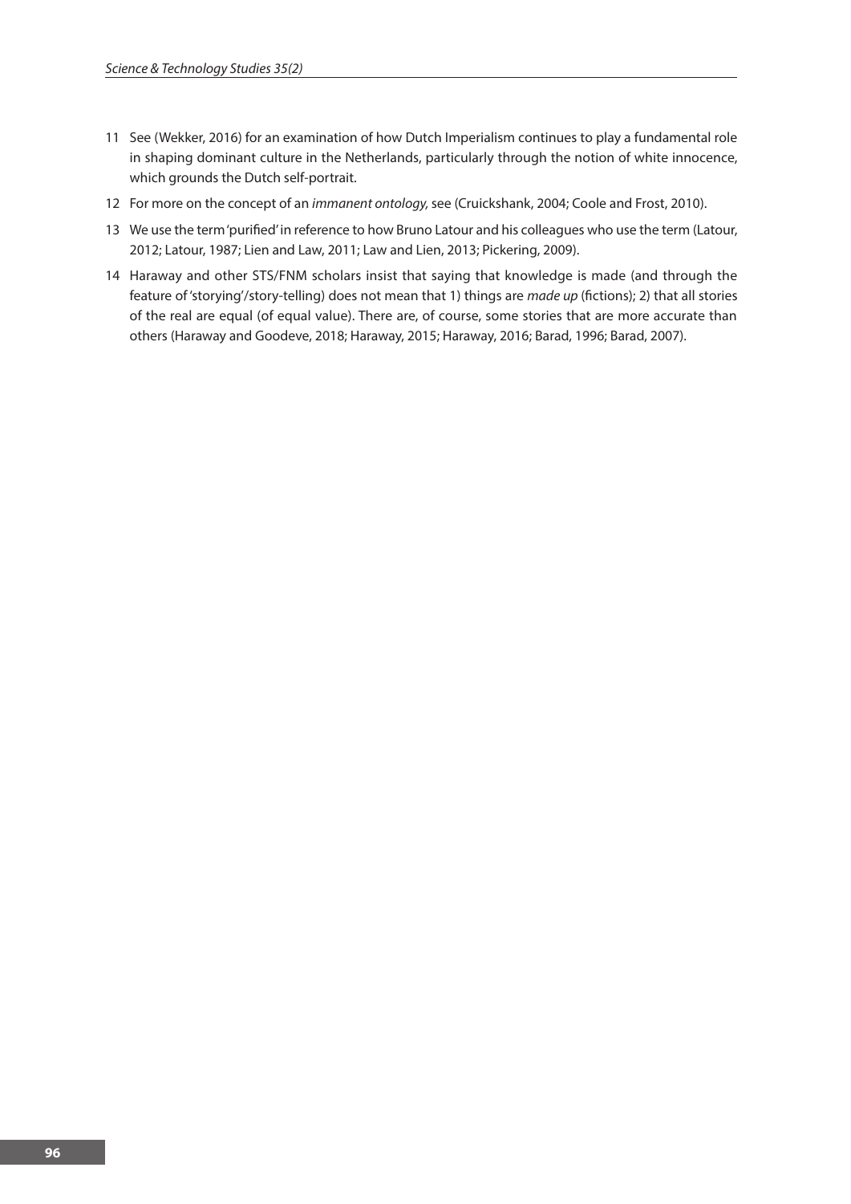11 See (Wekker, 2016) for an examination of how Dutch Imperialism continues to play a fundamental role in shaping dominant culture in the Netherlands, particularly through the notion of white innocence, which grounds the Dutch self-portrait.

12 For more on the concept of an *immanent ontology,* see (Cruickshank, 2004; Coole and Frost, 2010).

13 We use the term 'purified' in reference to how Bruno Latour and his colleagues who use the term (Latour, 2012; Latour, 1987; Lien and Law, 2011; Law and Lien, 2013; Pickering, 2009).

14 Haraway and other STS/FNM scholars insist that saying that knowledge is made (and through the feature of 'storying'/story-telling) does not mean that 1) things are *made up* (fictions); 2) that all stories of the real are equal (of equal value). There are, of course, some stories that are more accurate than others (Haraway and Goodeve, 2018; Haraway, 2015; Haraway, 2016; Barad, 1996; Barad, 2007).